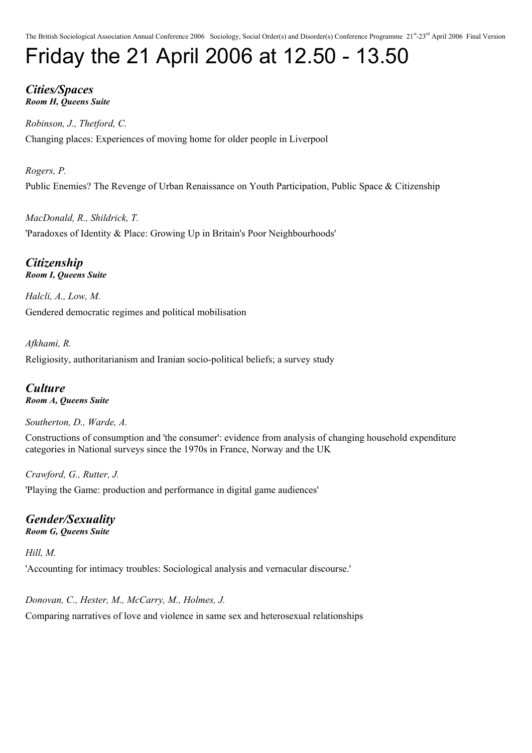# Friday the 21 April 2006 at 12.50 - 13.50

## *Cities/Spaces*
***Room H, Queens Suite***

*Robinson, J., Thetford, C.*

Changing places: Experiences of moving home for older people in Liverpool

*Rogers, P.*

Public Enemies? The Revenge of Urban Renaissance on Youth Participation, Public Space & Citizenship

*MacDonald, R., Shildrick, T.*

'Paradoxes of Identity & Place: Growing Up in Britain's Poor Neighbourhoods'

## *Citizenship*
***Room I, Queens Suite***

*Halcli, A., Low, M.*

Gendered democratic regimes and political mobilisation

*Afkhami, R.*

Religiosity, authoritarianism and Iranian socio-political beliefs; a survey study

## *Culture*
***Room A, Queens Suite***

*Southerton, D., Warde, A.*

Constructions of consumption and 'the consumer': evidence from analysis of changing household expenditure categories in National surveys since the 1970s in France, Norway and the UK

*Crawford, G., Rutter, J.*

'Playing the Game: production and performance in digital game audiences'

## *Gender/Sexuality*
***Room G, Queens Suite***

*Hill, M.*

'Accounting for intimacy troubles: Sociological analysis and vernacular discourse.'

*Donovan, C., Hester, M., McCarry, M., Holmes, J.*

Comparing narratives of love and violence in same sex and heterosexual relationships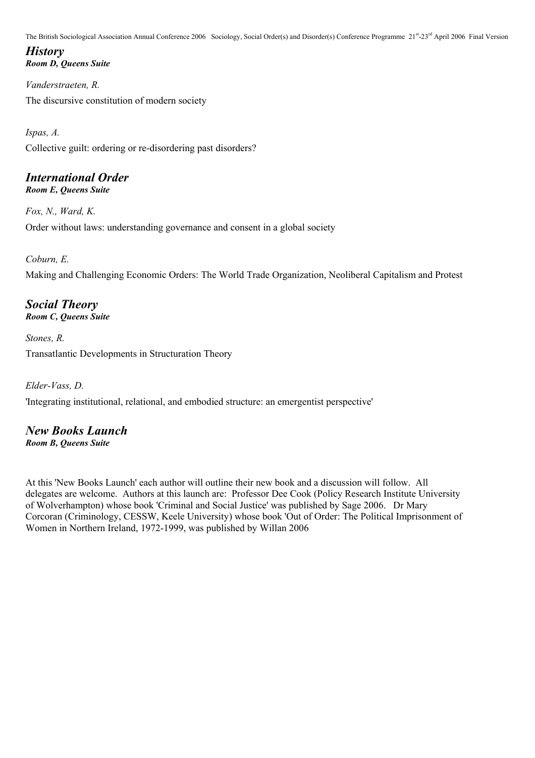## *History*

***Room D, Queens Suite***

*Vanderstraeten, R.*

The discursive constitution of modern society

*Ispas, A.*

Collective guilt: ordering or re-disordering past disorders?

## *International Order*

***Room E, Queens Suite***

*Fox, N., Ward, K.*

Order without laws: understanding governance and consent in a global society

*Coburn, E.*

Making and Challenging Economic Orders: The World Trade Organization, Neoliberal Capitalism and Protest

## *Social Theory*

***Room C, Queens Suite***

*Stones, R.*

Transatlantic Developments in Structuration Theory

*Elder-Vass, D.*

'Integrating institutional, relational, and embodied structure: an emergentist perspective'

## *New Books Launch*

***Room B, Queens Suite***

At this 'New Books Launch' each author will outline their new book and a discussion will follow. All delegates are welcome. Authors at this launch are: Professor Dee Cook (Policy Research Institute University of Wolverhampton) whose book 'Criminal and Social Justice' was published by Sage 2006. Dr Mary Corcoran (Criminology, CESSW, Keele University) whose book 'Out of Order: The Political Imprisonment of Women in Northern Ireland, 1972-1999, was published by Willan 2006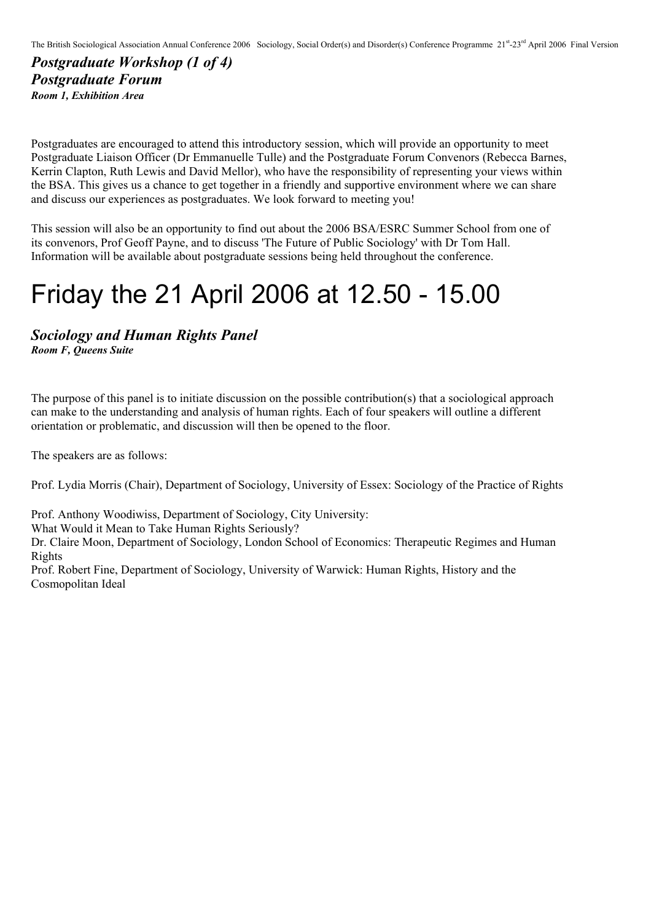### *Postgraduate Workshop (1 of 4)*
### *Postgraduate Forum*
***Room 1, Exhibition Area***

Postgraduates are encouraged to attend this introductory session, which will provide an opportunity to meet Postgraduate Liaison Officer (Dr Emmanuelle Tulle) and the Postgraduate Forum Convenors (Rebecca Barnes, Kerrin Clapton, Ruth Lewis and David Mellor), who have the responsibility of representing your views within the BSA. This gives us a chance to get together in a friendly and supportive environment where we can share and discuss our experiences as postgraduates. We look forward to meeting you!

This session will also be an opportunity to find out about the 2006 BSA/ESRC Summer School from one of its convenors, Prof Geoff Payne, and to discuss 'The Future of Public Sociology' with Dr Tom Hall. Information will be available about postgraduate sessions being held throughout the conference.

# Friday the 21 April 2006 at 12.50 - 15.00

### *Sociology and Human Rights Panel*
***Room F, Queens Suite***

The purpose of this panel is to initiate discussion on the possible contribution(s) that a sociological approach can make to the understanding and analysis of human rights. Each of four speakers will outline a different orientation or problematic, and discussion will then be opened to the floor.

The speakers are as follows:

Prof. Lydia Morris (Chair), Department of Sociology, University of Essex: Sociology of the Practice of Rights

Prof. Anthony Woodiwiss, Department of Sociology, City University:
What Would it Mean to Take Human Rights Seriously?
Dr. Claire Moon, Department of Sociology, London School of Economics: Therapeutic Regimes and Human Rights
Prof. Robert Fine, Department of Sociology, University of Warwick: Human Rights, History and the Cosmopolitan Ideal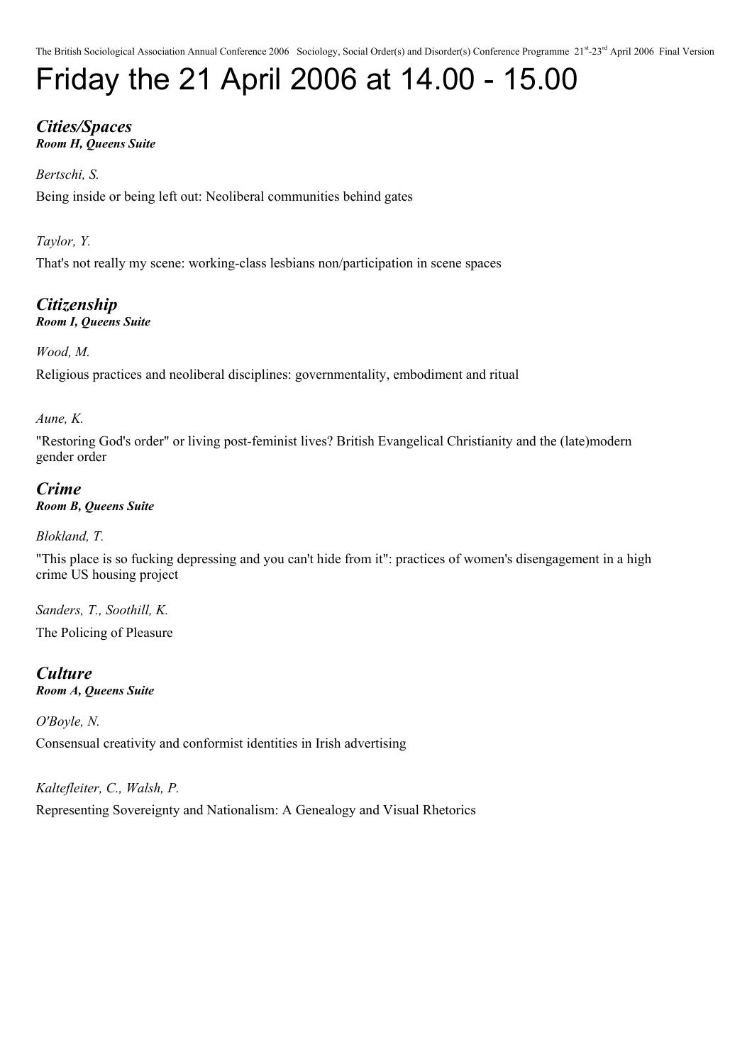# Friday the 21 April 2006 at 14.00 - 15.00

## *Cities/Spaces*
***Room H, Queens Suite***

*Bertschi, S.*

Being inside or being left out: Neoliberal communities behind gates

*Taylor, Y.*

That's not really my scene: working-class lesbians non/participation in scene spaces

## *Citizenship*
***Room I, Queens Suite***

*Wood, M.*

Religious practices and neoliberal disciplines: governmentality, embodiment and ritual

*Aune, K.*

"Restoring God's order" or living post-feminist lives? British Evangelical Christianity and the (late)modern gender order

## *Crime*
***Room B, Queens Suite***

*Blokland, T.*

"This place is so fucking depressing and you can't hide from it": practices of women's disengagement in a high crime US housing project

*Sanders, T., Soothill, K.*

The Policing of Pleasure

## *Culture*
***Room A, Queens Suite***

*O'Boyle, N.*

Consensual creativity and conformist identities in Irish advertising

*Kaltefleiter, C., Walsh, P.*

Representing Sovereignty and Nationalism: A Genealogy and Visual Rhetorics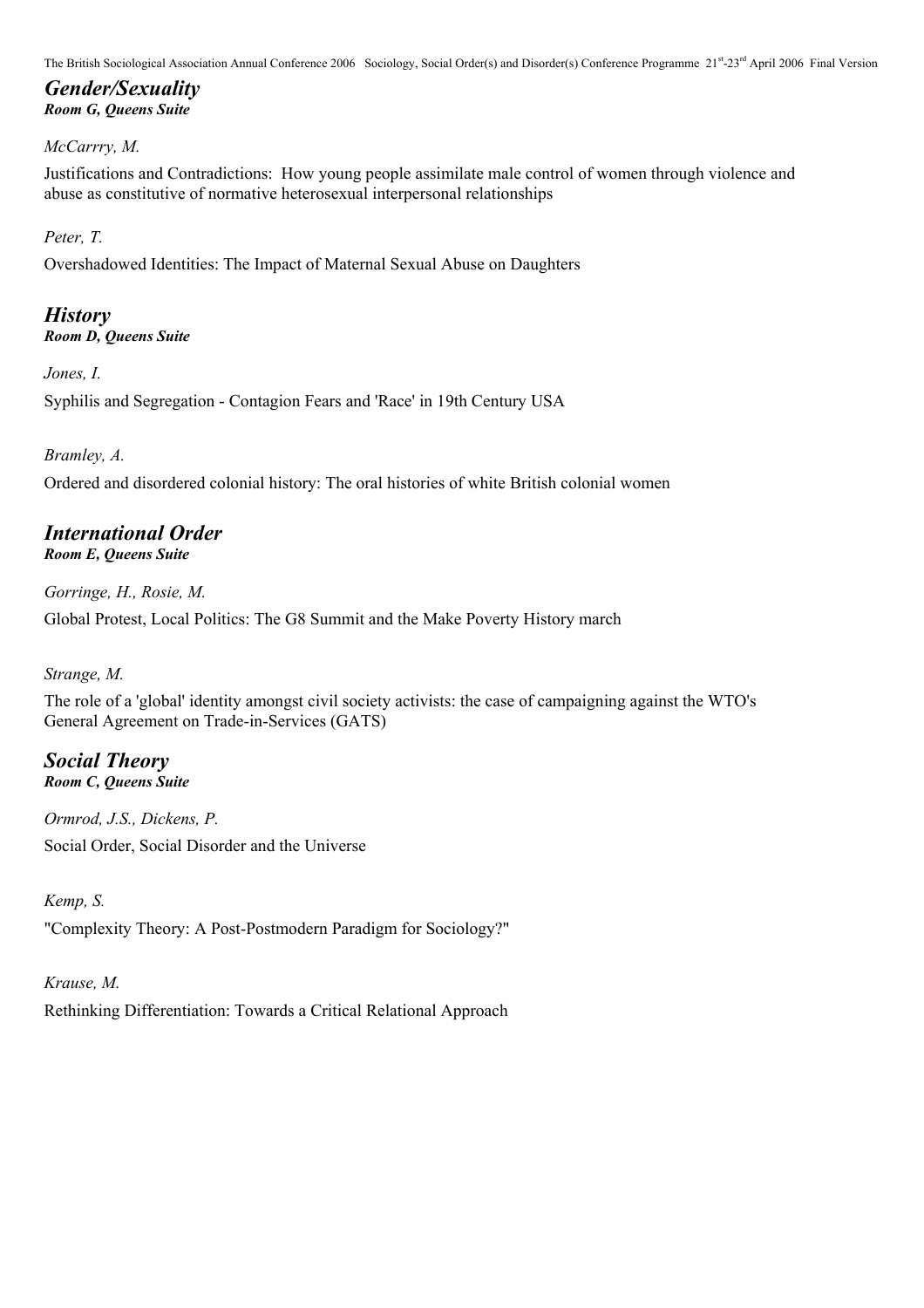## *Gender/Sexuality*
***Room G, Queens Suite***

*McCarrry, M.*

Justifications and Contradictions: How young people assimilate male control of women through violence and abuse as constitutive of normative heterosexual interpersonal relationships

*Peter, T.*

Overshadowed Identities: The Impact of Maternal Sexual Abuse on Daughters

## *History*
***Room D, Queens Suite***

*Jones, I.*

Syphilis and Segregation - Contagion Fears and 'Race' in 19th Century USA

*Bramley, A.*

Ordered and disordered colonial history: The oral histories of white British colonial women

## *International Order*
***Room E, Queens Suite***

*Gorringe, H., Rosie, M.*

Global Protest, Local Politics: The G8 Summit and the Make Poverty History march

*Strange, M.*

The role of a 'global' identity amongst civil society activists: the case of campaigning against the WTO's General Agreement on Trade-in-Services (GATS)

## *Social Theory*
***Room C, Queens Suite***

*Ormrod, J.S., Dickens, P.*

Social Order, Social Disorder and the Universe

*Kemp, S.*

"Complexity Theory: A Post-Postmodern Paradigm for Sociology?"

*Krause, M.*

Rethinking Differentiation: Towards a Critical Relational Approach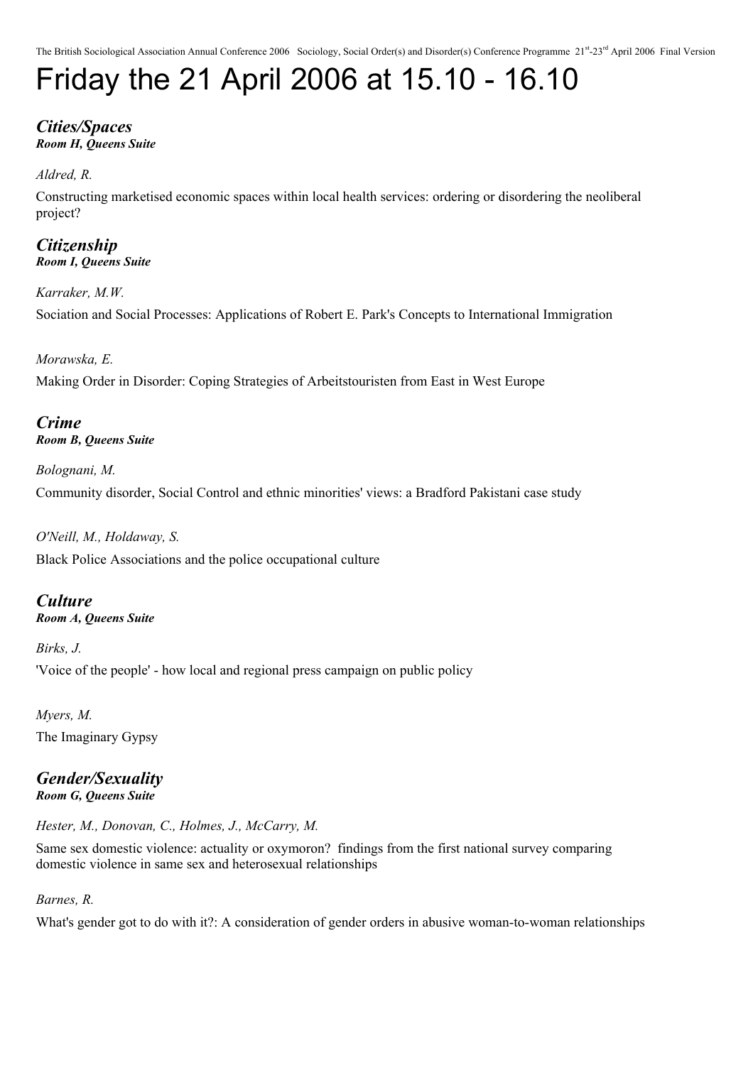# Friday the 21 April 2006 at 15.10 - 16.10

### ***Cities/Spaces***
***Room H, Queens Suite***

*Aldred, R.*

Constructing marketised economic spaces within local health services: ordering or disordering the neoliberal project?

### ***Citizenship***
***Room I, Queens Suite***

*Karraker, M.W.*

Sociation and Social Processes: Applications of Robert E. Park's Concepts to International Immigration

*Morawska, E.*

Making Order in Disorder: Coping Strategies of Arbeitstouristen from East in West Europe

### ***Crime***
***Room B, Queens Suite***

*Bolognani, M.*

Community disorder, Social Control and ethnic minorities' views: a Bradford Pakistani case study

*O'Neill, M., Holdaway, S.*

Black Police Associations and the police occupational culture

### ***Culture***
***Room A, Queens Suite***

*Birks, J.*

'Voice of the people' - how local and regional press campaign on public policy

*Myers, M.*

The Imaginary Gypsy

### ***Gender/Sexuality***
***Room G, Queens Suite***

*Hester, M., Donovan, C., Holmes, J., McCarry, M.*

Same sex domestic violence: actuality or oxymoron? findings from the first national survey comparing domestic violence in same sex and heterosexual relationships

*Barnes, R.*

What's gender got to do with it?: A consideration of gender orders in abusive woman-to-woman relationships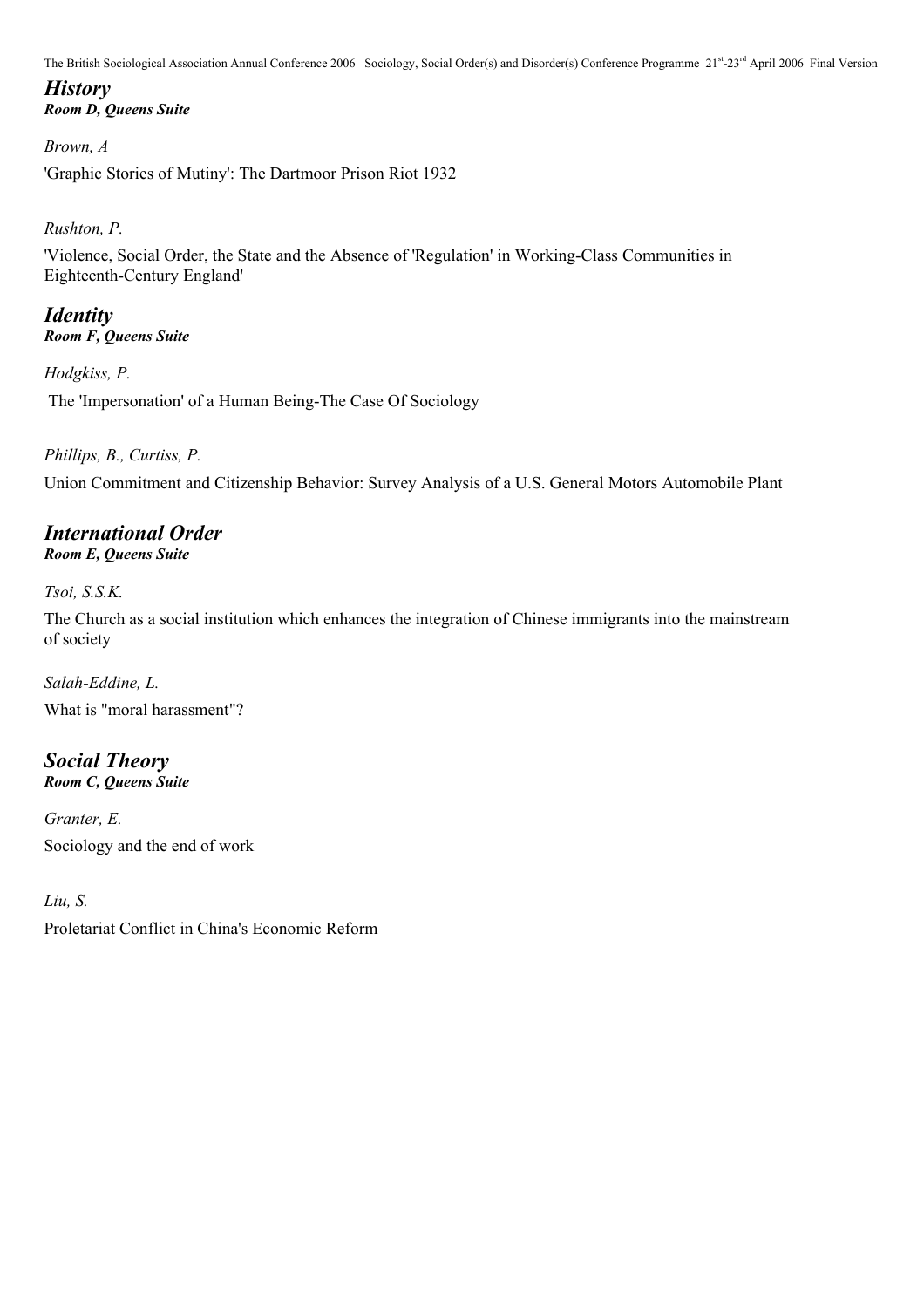## *History*

***Room D, Queens Suite***

*Brown, A*

'Graphic Stories of Mutiny': The Dartmoor Prison Riot 1932

*Rushton, P.*

'Violence, Social Order, the State and the Absence of 'Regulation' in Working-Class Communities in Eighteenth-Century England'

## *Identity*

***Room F, Queens Suite***

*Hodgkiss, P.*

The 'Impersonation' of a Human Being-The Case Of Sociology

*Phillips, B., Curtiss, P.*

Union Commitment and Citizenship Behavior: Survey Analysis of a U.S. General Motors Automobile Plant

## *International Order*

***Room E, Queens Suite***

*Tsoi, S.S.K.*

The Church as a social institution which enhances the integration of Chinese immigrants into the mainstream of society

*Salah-Eddine, L.*

What is "moral harassment"?

## *Social Theory*

***Room C, Queens Suite***

*Granter, E.*

Sociology and the end of work

*Liu, S.*

Proletariat Conflict in China's Economic Reform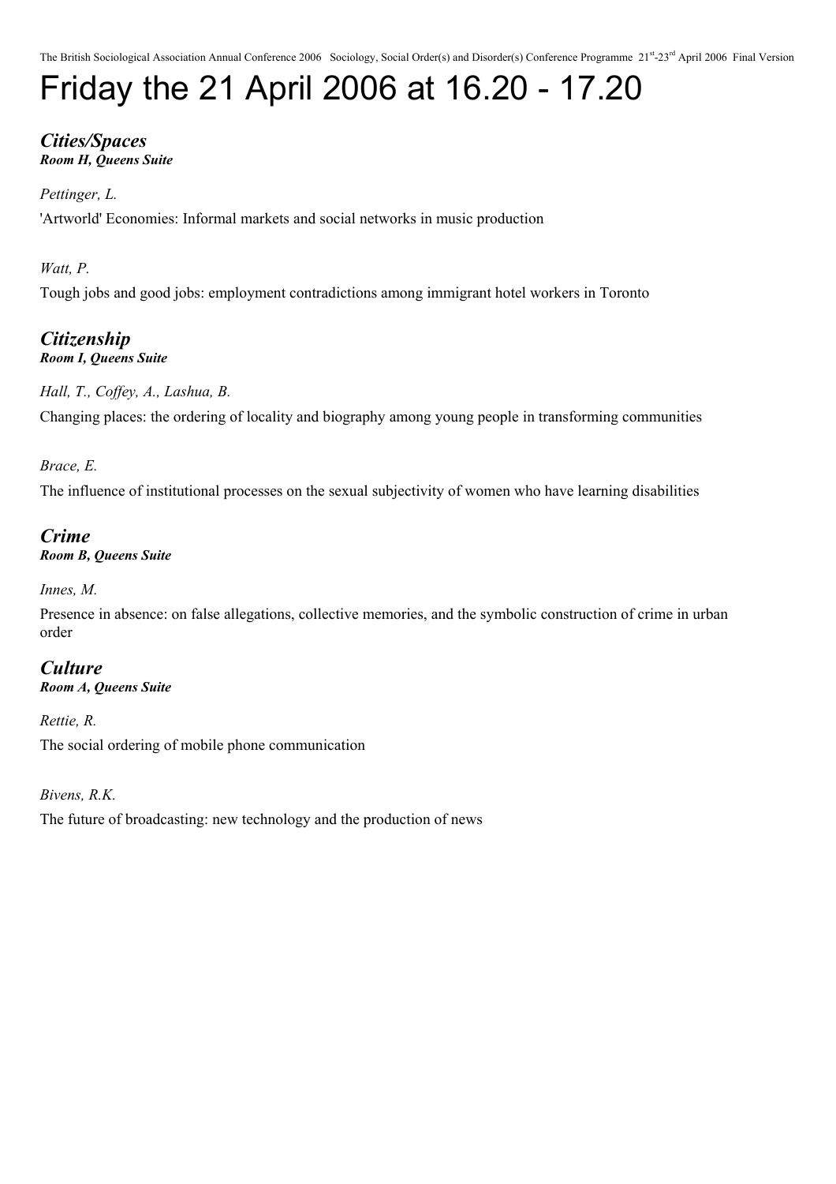# Friday the 21 April 2006 at 16.20 - 17.20

### *Cities/Spaces*
***Room H, Queens Suite***

*Pettinger, L.*

'Artworld' Economies: Informal markets and social networks in music production

*Watt, P.*

Tough jobs and good jobs: employment contradictions among immigrant hotel workers in Toronto

### *Citizenship*
***Room I, Queens Suite***

*Hall, T., Coffey, A., Lashua, B.*

Changing places: the ordering of locality and biography among young people in transforming communities

*Brace, E.*

The influence of institutional processes on the sexual subjectivity of women who have learning disabilities

### *Crime*
***Room B, Queens Suite***

*Innes, M.*

Presence in absence: on false allegations, collective memories, and the symbolic construction of crime in urban order

### *Culture*
***Room A, Queens Suite***

*Rettie, R.*

The social ordering of mobile phone communication

*Bivens, R.K.*

The future of broadcasting: new technology and the production of news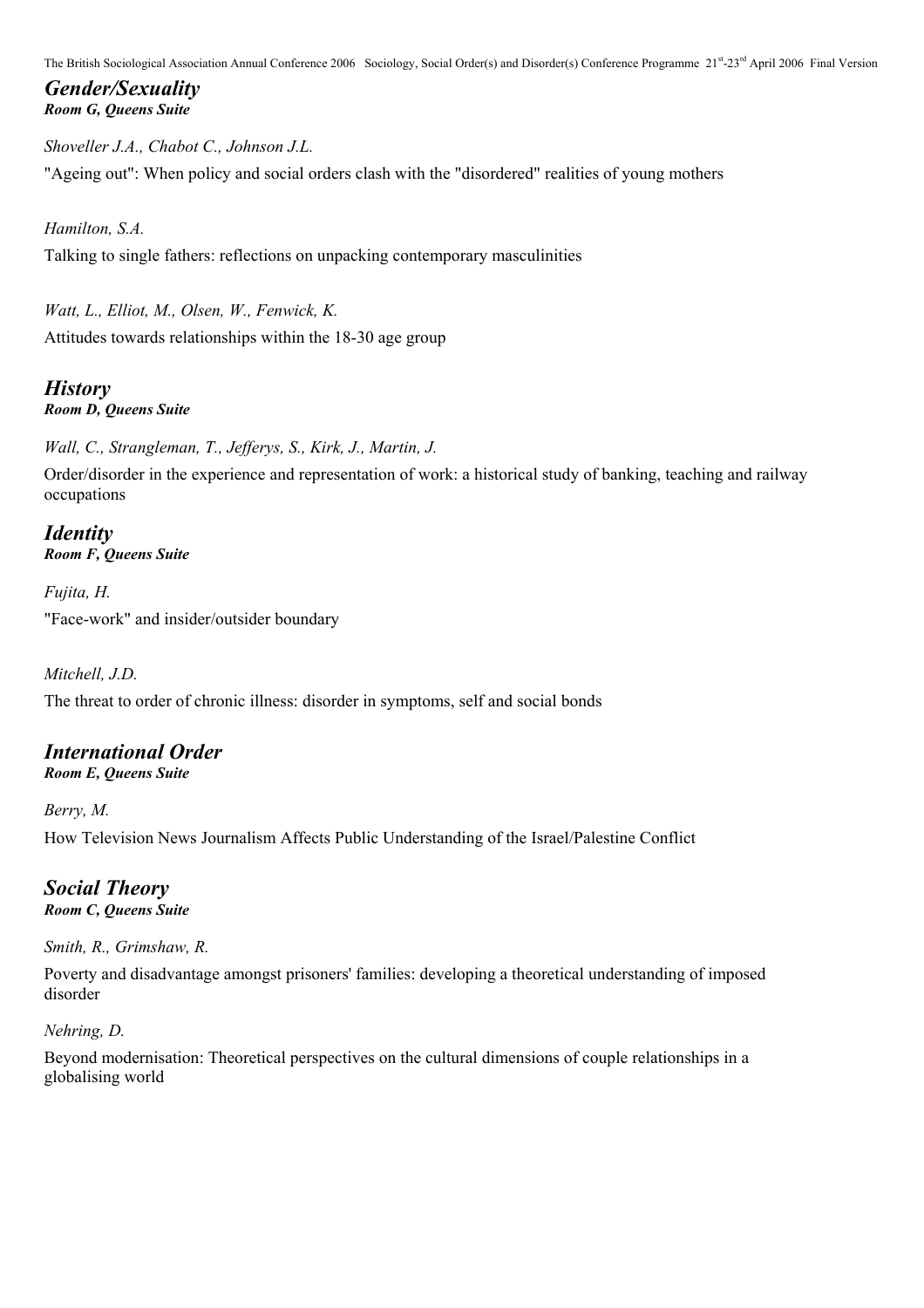## *Gender/Sexuality*
***Room G, Queens Suite***

*Shoveller J.A., Chabot C., Johnson J.L.*

"Ageing out": When policy and social orders clash with the "disordered" realities of young mothers

*Hamilton, S.A.*

Talking to single fathers: reflections on unpacking contemporary masculinities

*Watt, L., Elliot, M., Olsen, W., Fenwick, K.*

Attitudes towards relationships within the 18-30 age group

## *History*
***Room D, Queens Suite***

*Wall, C., Strangleman, T., Jefferys, S., Kirk, J., Martin, J.*

Order/disorder in the experience and representation of work: a historical study of banking, teaching and railway occupations

## *Identity*
***Room F, Queens Suite***

*Fujita, H.*

"Face-work" and insider/outsider boundary

*Mitchell, J.D.*

The threat to order of chronic illness: disorder in symptoms, self and social bonds

## *International Order*
***Room E, Queens Suite***

*Berry, M.*

How Television News Journalism Affects Public Understanding of the Israel/Palestine Conflict

## *Social Theory*
***Room C, Queens Suite***

*Smith, R., Grimshaw, R.*

Poverty and disadvantage amongst prisoners' families: developing a theoretical understanding of imposed disorder

*Nehring, D.*

Beyond modernisation: Theoretical perspectives on the cultural dimensions of couple relationships in a globalising world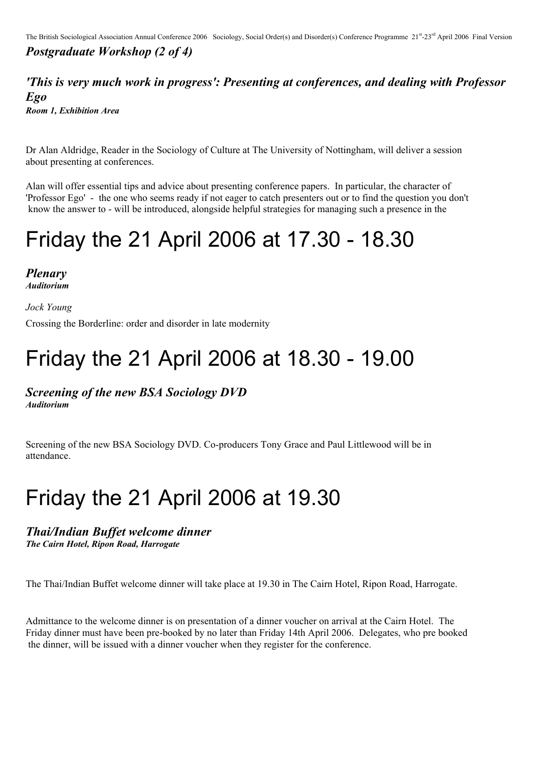*Postgraduate Workshop (2 of 4)*

***'This is very much work in progress': Presenting at conferences, and dealing with Professor Ego***

***Room 1, Exhibition Area***

Dr Alan Aldridge, Reader in the Sociology of Culture at The University of Nottingham, will deliver a session about presenting at conferences.

Alan will offer essential tips and advice about presenting conference papers. In particular, the character of 'Professor Ego' - the one who seems ready if not eager to catch presenters out or to find the question you don't know the answer to - will be introduced, alongside helpful strategies for managing such a presence in the

# Friday the 21 April 2006 at 17.30 - 18.30

***Plenary***

***Auditorium***

*Jock Young*

Crossing the Borderline: order and disorder in late modernity

# Friday the 21 April 2006 at 18.30 - 19.00

***Screening of the new BSA Sociology DVD***

***Auditorium***

Screening of the new BSA Sociology DVD. Co-producers Tony Grace and Paul Littlewood will be in attendance.

# Friday the 21 April 2006 at 19.30

***Thai/Indian Buffet welcome dinner***

***The Cairn Hotel, Ripon Road, Harrogate***

The Thai/Indian Buffet welcome dinner will take place at 19.30 in The Cairn Hotel, Ripon Road, Harrogate.

Admittance to the welcome dinner is on presentation of a dinner voucher on arrival at the Cairn Hotel. The Friday dinner must have been pre-booked by no later than Friday 14th April 2006. Delegates, who pre booked the dinner, will be issued with a dinner voucher when they register for the conference.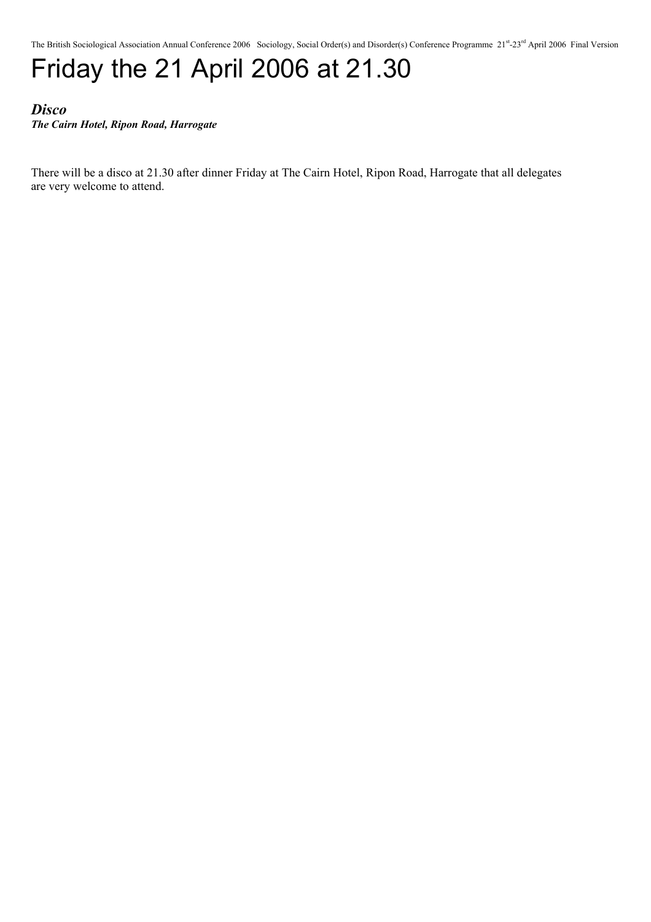# Friday the 21 April 2006 at 21.30

***Disco***
***The Cairn Hotel, Ripon Road, Harrogate***

There will be a disco at 21.30 after dinner Friday at The Cairn Hotel, Ripon Road, Harrogate that all delegates are very welcome to attend.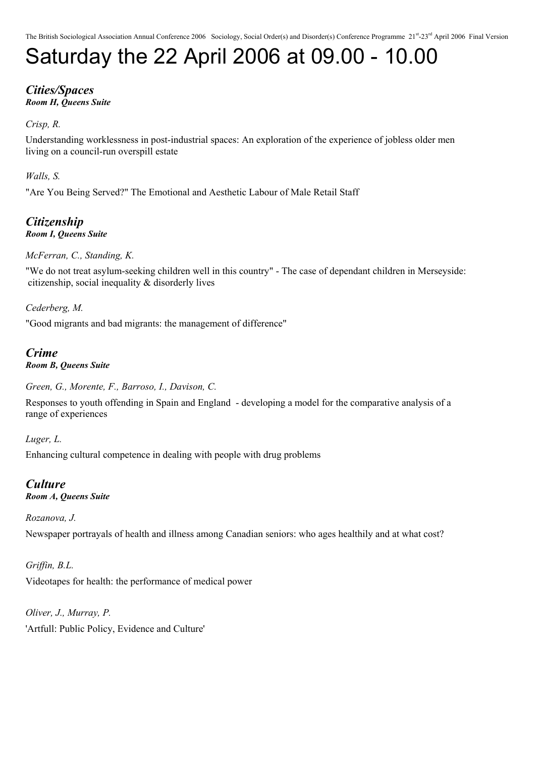# Saturday the 22 April 2006 at 09.00 - 10.00

## *Cities/Spaces*
***Room H, Queens Suite***

*Crisp, R.*

Understanding worklessness in post-industrial spaces: An exploration of the experience of jobless older men living on a council-run overspill estate

*Walls, S.*

"Are You Being Served?" The Emotional and Aesthetic Labour of Male Retail Staff

## *Citizenship*
***Room I, Queens Suite***

*McFerran, C., Standing, K.*

"We do not treat asylum-seeking children well in this country" - The case of dependant children in Merseyside: citizenship, social inequality & disorderly lives

*Cederberg, M.*

"Good migrants and bad migrants: the management of difference"

## *Crime*
***Room B, Queens Suite***

*Green, G., Morente, F., Barroso, I., Davison, C.*

Responses to youth offending in Spain and England - developing a model for the comparative analysis of a range of experiences

*Luger, L.*

Enhancing cultural competence in dealing with people with drug problems

## *Culture*
***Room A, Queens Suite***

*Rozanova, J.*

Newspaper portrayals of health and illness among Canadian seniors: who ages healthily and at what cost?

*Griffin, B.L.*

Videotapes for health: the performance of medical power

*Oliver, J., Murray, P.*

'Artfull: Public Policy, Evidence and Culture'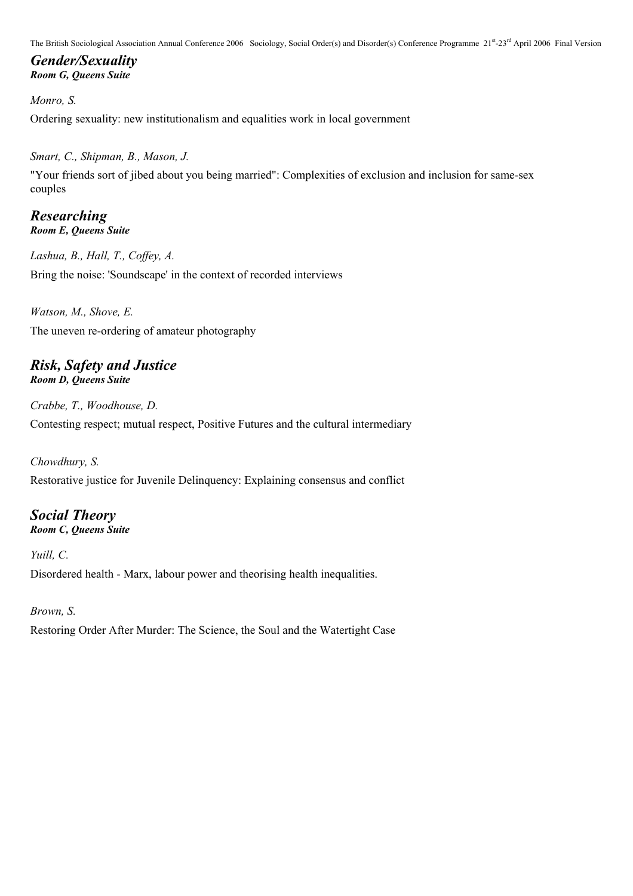## *Gender/Sexuality*
***Room G, Queens Suite***

*Monro, S.*

Ordering sexuality: new institutionalism and equalities work in local government

*Smart, C., Shipman, B., Mason, J.*

"Your friends sort of jibed about you being married": Complexities of exclusion and inclusion for same-sex couples

## *Researching*
***Room E, Queens Suite***

*Lashua, B., Hall, T., Coffey, A.*

Bring the noise: 'Soundscape' in the context of recorded interviews

*Watson, M., Shove, E.*

The uneven re-ordering of amateur photography

## *Risk, Safety and Justice*
***Room D, Queens Suite***

*Crabbe, T., Woodhouse, D.*

Contesting respect; mutual respect, Positive Futures and the cultural intermediary

*Chowdhury, S.*

Restorative justice for Juvenile Delinquency: Explaining consensus and conflict

## *Social Theory*
***Room C, Queens Suite***

*Yuill, C.*

Disordered health - Marx, labour power and theorising health inequalities.

*Brown, S.*

Restoring Order After Murder: The Science, the Soul and the Watertight Case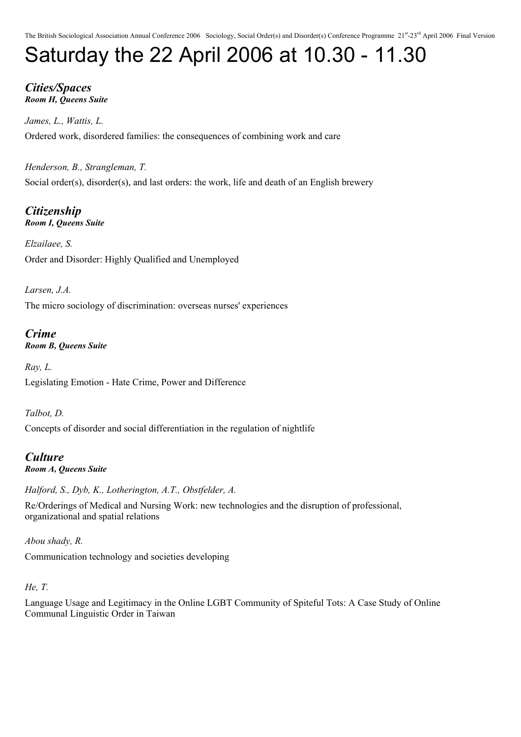# Saturday the 22 April 2006 at 10.30 - 11.30

## *Cities/Spaces*
***Room H, Queens Suite***

*James, L., Wattis, L.*

Ordered work, disordered families: the consequences of combining work and care

*Henderson, B., Strangleman, T.*

Social order(s), disorder(s), and last orders: the work, life and death of an English brewery

## *Citizenship*
***Room I, Queens Suite***

*Elzailaee, S.*

Order and Disorder: Highly Qualified and Unemployed

*Larsen, J.A.*

The micro sociology of discrimination: overseas nurses' experiences

## *Crime*
***Room B, Queens Suite***

*Ray, L.*

Legislating Emotion - Hate Crime, Power and Difference

*Talbot, D.*

Concepts of disorder and social differentiation in the regulation of nightlife

## *Culture*
***Room A, Queens Suite***

*Halford, S., Dyb, K., Lotherington, A.T., Obstfelder, A.*

Re/Orderings of Medical and Nursing Work: new technologies and the disruption of professional, organizational and spatial relations

*Abou shady, R.*

Communication technology and societies developing

*He, T.*

Language Usage and Legitimacy in the Online LGBT Community of Spiteful Tots: A Case Study of Online Communal Linguistic Order in Taiwan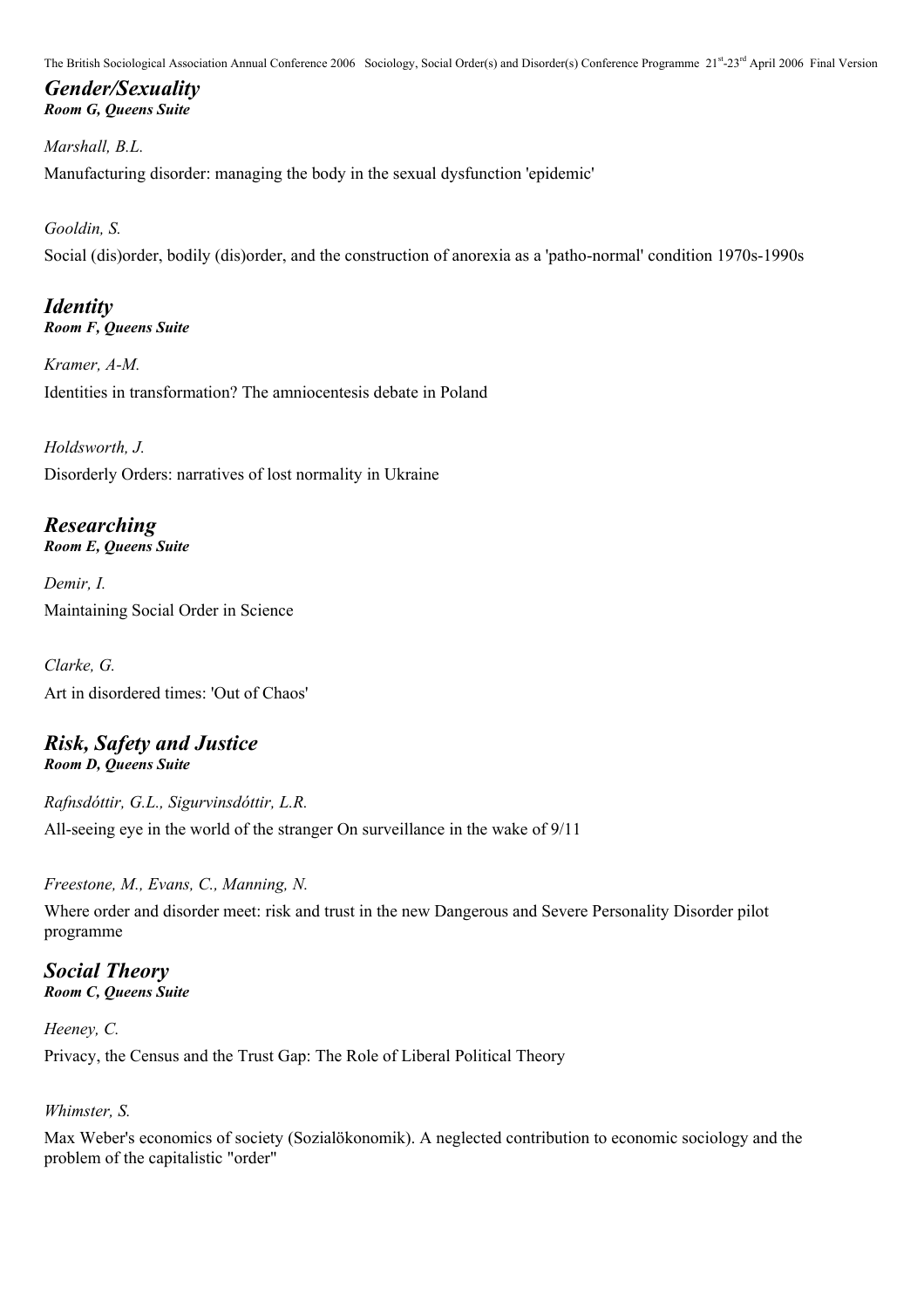## *Gender/Sexuality*
***Room G, Queens Suite***

*Marshall, B.L.*

Manufacturing disorder: managing the body in the sexual dysfunction 'epidemic'

*Gooldin, S.*

Social (dis)order, bodily (dis)order, and the construction of anorexia as a 'patho-normal' condition 1970s-1990s

## *Identity*
***Room F, Queens Suite***

*Kramer, A-M.*

Identities in transformation? The amniocentesis debate in Poland

*Holdsworth, J.*

Disorderly Orders: narratives of lost normality in Ukraine

## *Researching*
***Room E, Queens Suite***

*Demir, I.*

Maintaining Social Order in Science

*Clarke, G.*

Art in disordered times: 'Out of Chaos'

## *Risk, Safety and Justice*
***Room D, Queens Suite***

*Rafnsdóttir, G.L., Sigurvinsdóttir, L.R.*

All-seeing eye in the world of the stranger On surveillance in the wake of 9/11

*Freestone, M., Evans, C., Manning, N.*

Where order and disorder meet: risk and trust in the new Dangerous and Severe Personality Disorder pilot programme

## *Social Theory*
***Room C, Queens Suite***

*Heeney, C.*

Privacy, the Census and the Trust Gap: The Role of Liberal Political Theory

*Whimster, S.*

Max Weber's economics of society (Sozialökonomik). A neglected contribution to economic sociology and the problem of the capitalistic "order"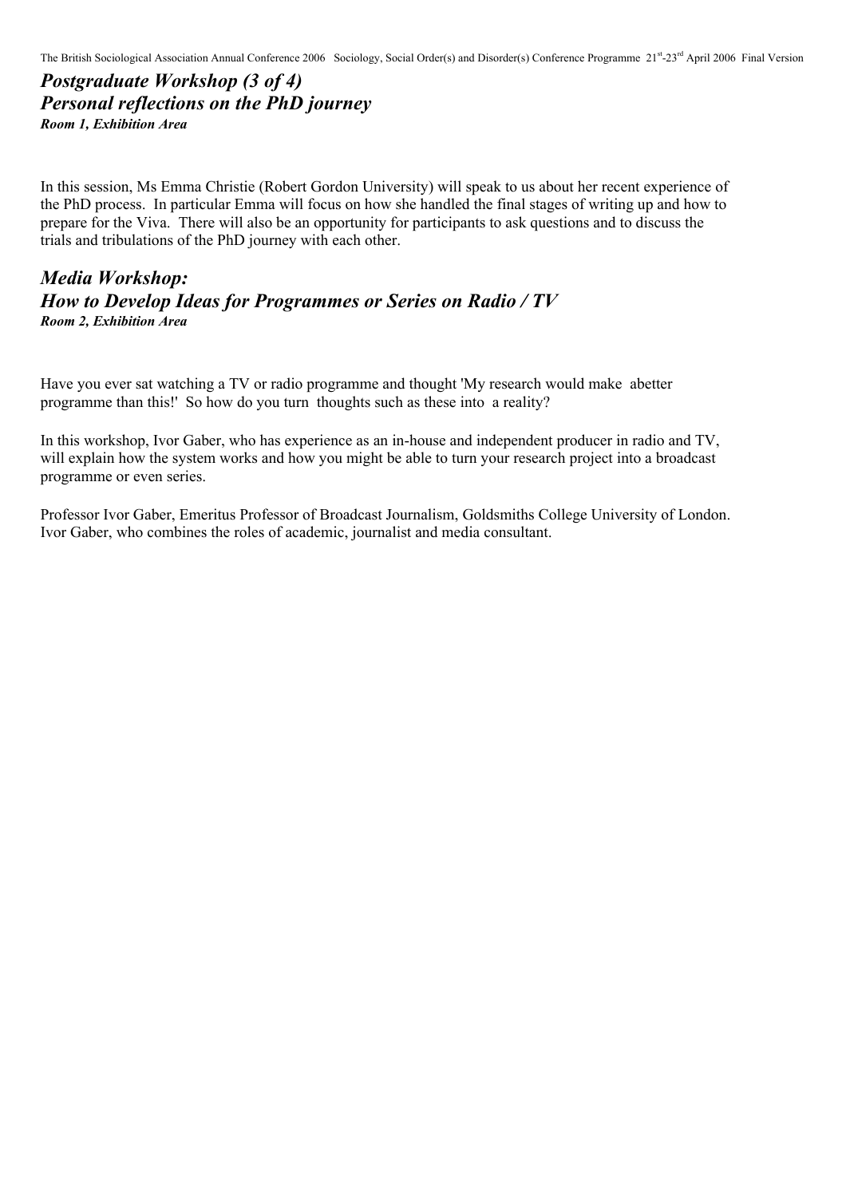## *Postgraduate Workshop (3 of 4)*
## *Personal reflections on the PhD journey*
***Room 1, Exhibition Area***

In this session, Ms Emma Christie (Robert Gordon University) will speak to us about her recent experience of the PhD process. In particular Emma will focus on how she handled the final stages of writing up and how to prepare for the Viva. There will also be an opportunity for participants to ask questions and to discuss the trials and tribulations of the PhD journey with each other.

## *Media Workshop:*
## *How to Develop Ideas for Programmes or Series on Radio / TV*
***Room 2, Exhibition Area***

Have you ever sat watching a TV or radio programme and thought 'My research would make abetter programme than this!' So how do you turn thoughts such as these into a reality?

In this workshop, Ivor Gaber, who has experience as an in-house and independent producer in radio and TV, will explain how the system works and how you might be able to turn your research project into a broadcast programme or even series.

Professor Ivor Gaber, Emeritus Professor of Broadcast Journalism, Goldsmiths College University of London. Ivor Gaber, who combines the roles of academic, journalist and media consultant.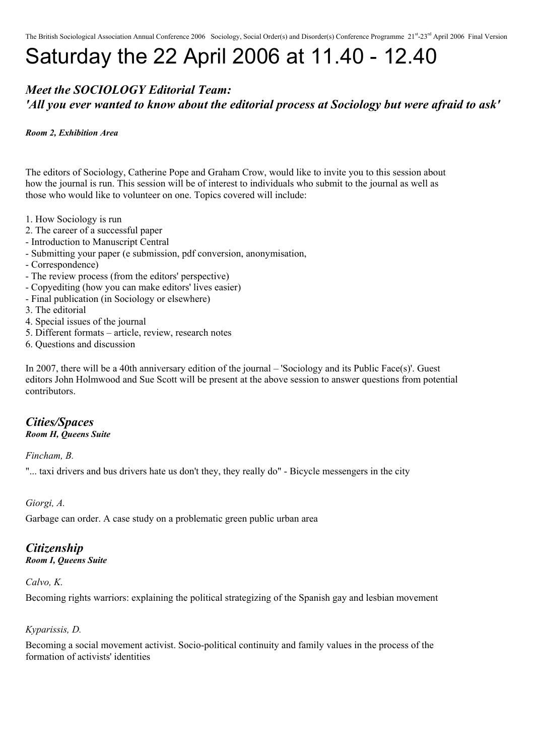# Saturday the 22 April 2006 at 11.40 - 12.40

## *Meet the SOCIOLOGY Editorial Team: 'All you ever wanted to know about the editorial process at Sociology but were afraid to ask'*

***Room 2, Exhibition Area***

The editors of Sociology, Catherine Pope and Graham Crow, would like to invite you to this session about how the journal is run. This session will be of interest to individuals who submit to the journal as well as those who would like to volunteer on one. Topics covered will include:

1. How Sociology is run
2. The career of a successful paper
- Introduction to Manuscript Central
- Submitting your paper (e submission, pdf conversion, anonymisation,
- Correspondence)
- The review process (from the editors' perspective)
- Copyediting (how you can make editors' lives easier)
- Final publication (in Sociology or elsewhere)
3. The editorial
4. Special issues of the journal
5. Different formats – article, review, research notes
6. Questions and discussion

In 2007, there will be a 40th anniversary edition of the journal – 'Sociology and its Public Face(s)'. Guest editors John Holmwood and Sue Scott will be present at the above session to answer questions from potential contributors.

## *Cities/Spaces*

***Room H, Queens Suite***

*Fincham, B.*

"... taxi drivers and bus drivers hate us don't they, they really do" - Bicycle messengers in the city

*Giorgi, A.*

Garbage can order. A case study on a problematic green public urban area

## *Citizenship*

***Room I, Queens Suite***

*Calvo, K.*

Becoming rights warriors: explaining the political strategizing of the Spanish gay and lesbian movement

*Kyparissis, D.*

Becoming a social movement activist. Socio-political continuity and family values in the process of the formation of activists' identities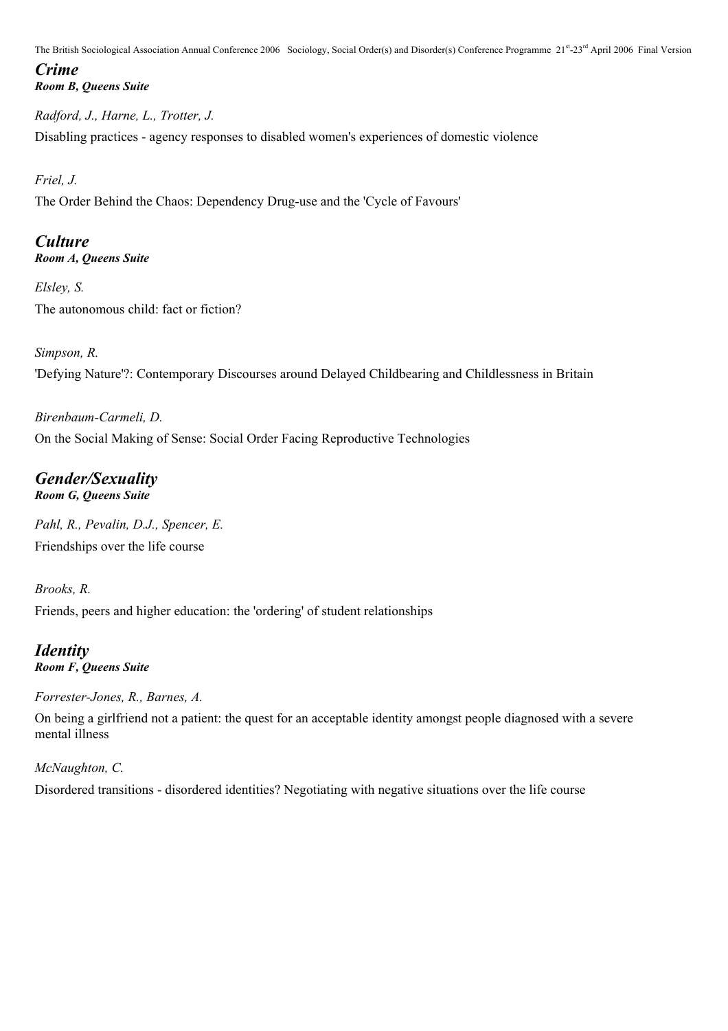## *Crime*
***Room B, Queens Suite***

*Radford, J., Harne, L., Trotter, J.*

Disabling practices - agency responses to disabled women's experiences of domestic violence

*Friel, J.*

The Order Behind the Chaos: Dependency Drug-use and the 'Cycle of Favours'

## *Culture*
***Room A, Queens Suite***

*Elsley, S.*

The autonomous child: fact or fiction?

*Simpson, R.*

'Defying Nature'?: Contemporary Discourses around Delayed Childbearing and Childlessness in Britain

*Birenbaum-Carmeli, D.*

On the Social Making of Sense: Social Order Facing Reproductive Technologies

## *Gender/Sexuality*
***Room G, Queens Suite***

*Pahl, R., Pevalin, D.J., Spencer, E.*

Friendships over the life course

*Brooks, R.*

Friends, peers and higher education: the 'ordering' of student relationships

## *Identity*
***Room F, Queens Suite***

*Forrester-Jones, R., Barnes, A.*

On being a girlfriend not a patient: the quest for an acceptable identity amongst people diagnosed with a severe mental illness

*McNaughton, C.*

Disordered transitions - disordered identities? Negotiating with negative situations over the life course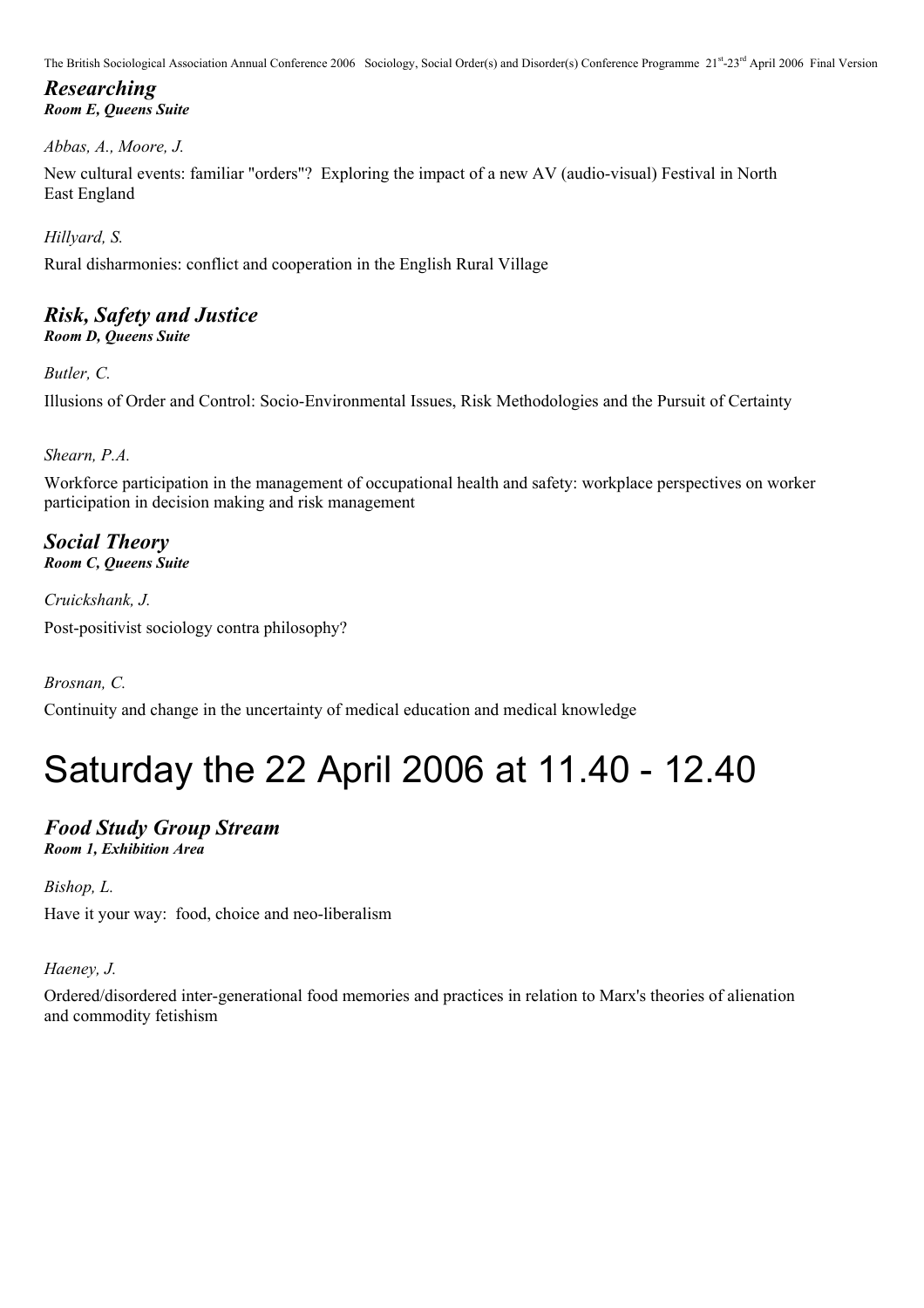### *Researching*
***Room E, Queens Suite***

*Abbas, A., Moore, J.*

New cultural events: familiar "orders"? Exploring the impact of a new AV (audio-visual) Festival in North East England

*Hillyard, S.*

Rural disharmonies: conflict and cooperation in the English Rural Village

### *Risk, Safety and Justice*
***Room D, Queens Suite***

*Butler, C.*

Illusions of Order and Control: Socio-Environmental Issues, Risk Methodologies and the Pursuit of Certainty

*Shearn, P.A.*

Workforce participation in the management of occupational health and safety: workplace perspectives on worker participation in decision making and risk management

### *Social Theory*
***Room C, Queens Suite***

*Cruickshank, J.*

Post-positivist sociology contra philosophy?

*Brosnan, C.*

Continuity and change in the uncertainty of medical education and medical knowledge

# Saturday the 22 April 2006 at 11.40 - 12.40

### *Food Study Group Stream*
***Room 1, Exhibition Area***

*Bishop, L.*

Have it your way: food, choice and neo-liberalism

*Haeney, J.*

Ordered/disordered inter-generational food memories and practices in relation to Marx's theories of alienation and commodity fetishism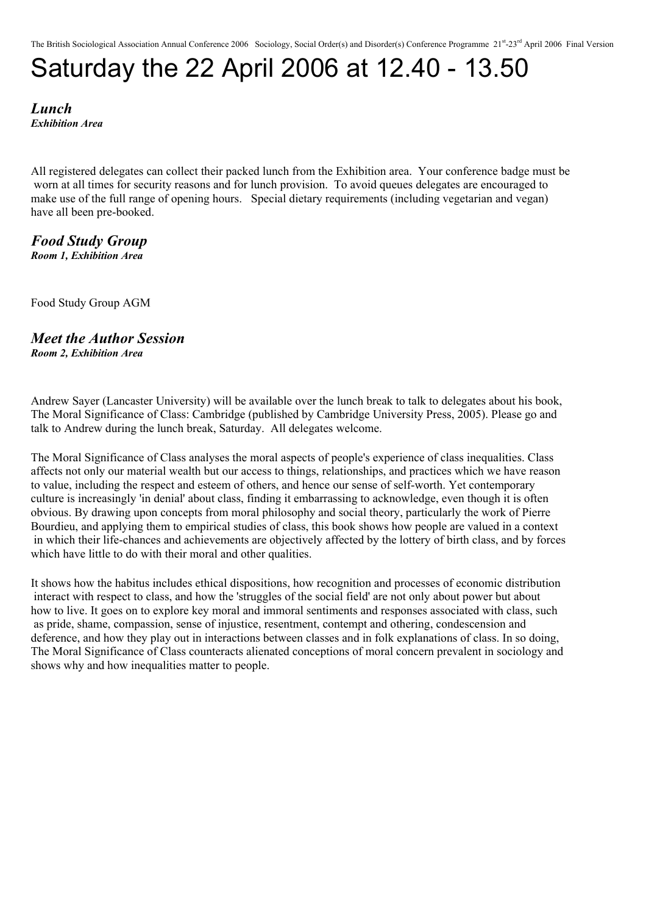# Saturday the 22 April 2006 at 12.40 - 13.50

## *Lunch*
***Exhibition Area***

All registered delegates can collect their packed lunch from the Exhibition area. Your conference badge must be worn at all times for security reasons and for lunch provision. To avoid queues delegates are encouraged to make use of the full range of opening hours. Special dietary requirements (including vegetarian and vegan) have all been pre-booked.

## *Food Study Group*
***Room 1, Exhibition Area***

Food Study Group AGM

## *Meet the Author Session*
***Room 2, Exhibition Area***

Andrew Sayer (Lancaster University) will be available over the lunch break to talk to delegates about his book, The Moral Significance of Class: Cambridge (published by Cambridge University Press, 2005). Please go and talk to Andrew during the lunch break, Saturday. All delegates welcome.

The Moral Significance of Class analyses the moral aspects of people's experience of class inequalities. Class affects not only our material wealth but our access to things, relationships, and practices which we have reason to value, including the respect and esteem of others, and hence our sense of self-worth. Yet contemporary culture is increasingly 'in denial' about class, finding it embarrassing to acknowledge, even though it is often obvious. By drawing upon concepts from moral philosophy and social theory, particularly the work of Pierre Bourdieu, and applying them to empirical studies of class, this book shows how people are valued in a context in which their life-chances and achievements are objectively affected by the lottery of birth class, and by forces which have little to do with their moral and other qualities.

It shows how the habitus includes ethical dispositions, how recognition and processes of economic distribution interact with respect to class, and how the 'struggles of the social field' are not only about power but about how to live. It goes on to explore key moral and immoral sentiments and responses associated with class, such as pride, shame, compassion, sense of injustice, resentment, contempt and othering, condescension and deference, and how they play out in interactions between classes and in folk explanations of class. In so doing, The Moral Significance of Class counteracts alienated conceptions of moral concern prevalent in sociology and shows why and how inequalities matter to people.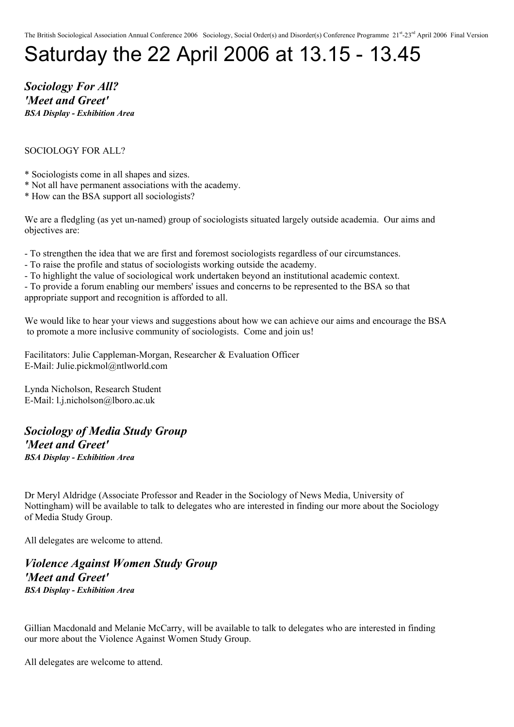# Saturday the 22 April 2006 at 13.15 - 13.45

***Sociology For All?***
***'Meet and Greet'***
***BSA Display - Exhibition Area***

SOCIOLOGY FOR ALL?

* Sociologists come in all shapes and sizes.
* Not all have permanent associations with the academy.
* How can the BSA support all sociologists?

We are a fledgling (as yet un-named) group of sociologists situated largely outside academia. Our aims and objectives are:

- To strengthen the idea that we are first and foremost sociologists regardless of our circumstances.
- To raise the profile and status of sociologists working outside the academy.
- To highlight the value of sociological work undertaken beyond an institutional academic context.
- To provide a forum enabling our members' issues and concerns to be represented to the BSA so that appropriate support and recognition is afforded to all.

We would like to hear your views and suggestions about how we can achieve our aims and encourage the BSA to promote a more inclusive community of sociologists. Come and join us!

Facilitators: Julie Cappleman-Morgan, Researcher & Evaluation Officer
E-Mail: Julie.pickmol@ntlworld.com

Lynda Nicholson, Research Student
E-Mail: l.j.nicholson@lboro.ac.uk

***Sociology of Media Study Group***
***'Meet and Greet'***
***BSA Display - Exhibition Area***

Dr Meryl Aldridge (Associate Professor and Reader in the Sociology of News Media, University of Nottingham) will be available to talk to delegates who are interested in finding our more about the Sociology of Media Study Group.

All delegates are welcome to attend.

***Violence Against Women Study Group***
***'Meet and Greet'***
***BSA Display - Exhibition Area***

Gillian Macdonald and Melanie McCarry, will be available to talk to delegates who are interested in finding our more about the Violence Against Women Study Group.

All delegates are welcome to attend.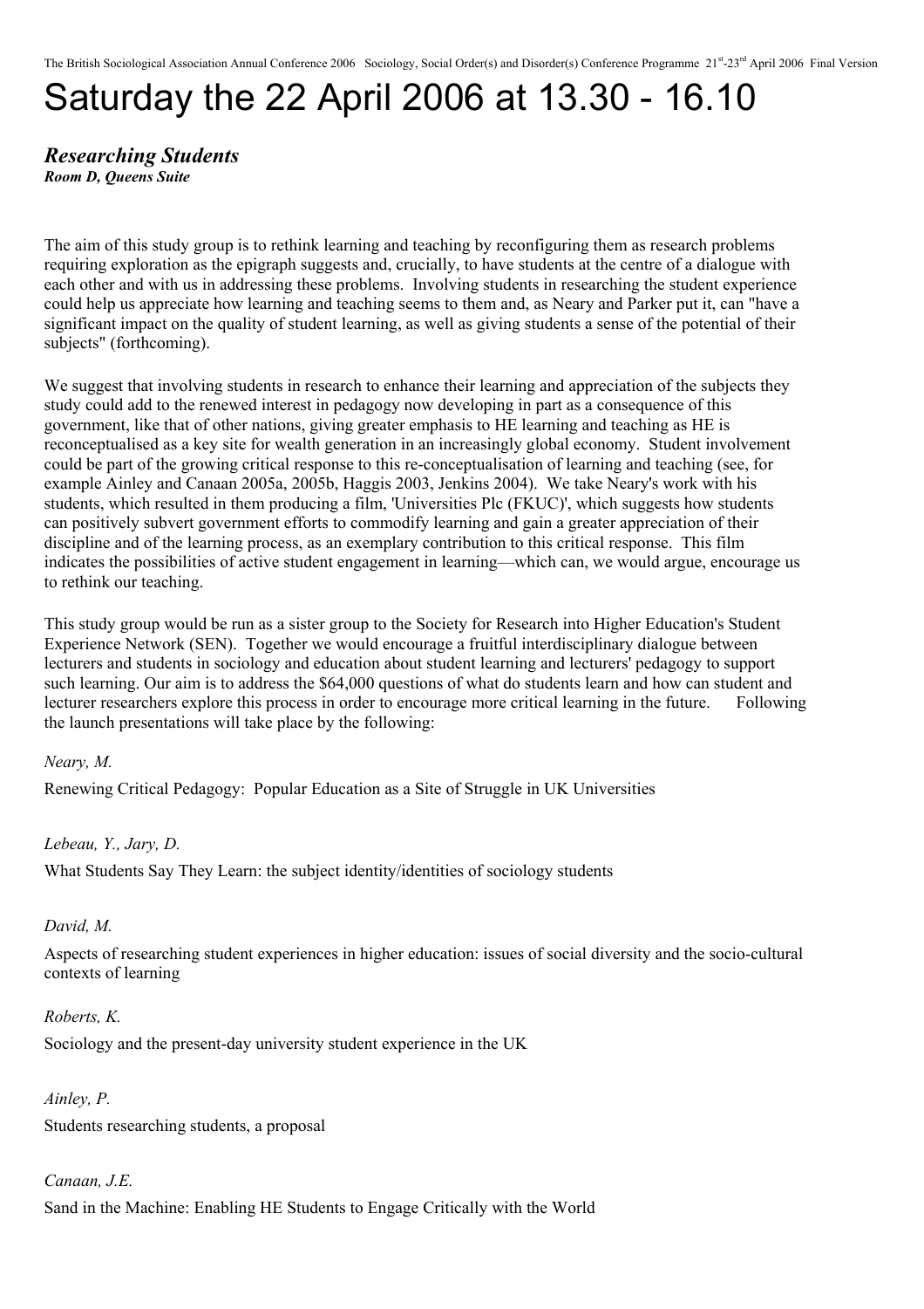# Saturday the 22 April 2006 at 13.30 - 16.10

### *Researching Students*

***Room D, Queens Suite***

The aim of this study group is to rethink learning and teaching by reconfiguring them as research problems requiring exploration as the epigraph suggests and, crucially, to have students at the centre of a dialogue with each other and with us in addressing these problems. Involving students in researching the student experience could help us appreciate how learning and teaching seems to them and, as Neary and Parker put it, can "have a significant impact on the quality of student learning, as well as giving students a sense of the potential of their subjects" (forthcoming).

We suggest that involving students in research to enhance their learning and appreciation of the subjects they study could add to the renewed interest in pedagogy now developing in part as a consequence of this government, like that of other nations, giving greater emphasis to HE learning and teaching as HE is reconceptualised as a key site for wealth generation in an increasingly global economy. Student involvement could be part of the growing critical response to this re-conceptualisation of learning and teaching (see, for example Ainley and Canaan 2005a, 2005b, Haggis 2003, Jenkins 2004). We take Neary's work with his students, which resulted in them producing a film, 'Universities Plc (FKUC)', which suggests how students can positively subvert government efforts to commodify learning and gain a greater appreciation of their discipline and of the learning process, as an exemplary contribution to this critical response. This film indicates the possibilities of active student engagement in learning—which can, we would argue, encourage us to rethink our teaching.

This study group would be run as a sister group to the Society for Research into Higher Education's Student Experience Network (SEN). Together we would encourage a fruitful interdisciplinary dialogue between lecturers and students in sociology and education about student learning and lecturers' pedagogy to support such learning. Our aim is to address the $64,000 questions of what do students learn and how can student and lecturer researchers explore this process in order to encourage more critical learning in the future. Following the launch presentations will take place by the following:

*Neary, M.*

Renewing Critical Pedagogy: Popular Education as a Site of Struggle in UK Universities

*Lebeau, Y., Jary, D.*

What Students Say They Learn: the subject identity/identities of sociology students

*David, M.*

Aspects of researching student experiences in higher education: issues of social diversity and the socio-cultural contexts of learning

*Roberts, K.*

Sociology and the present-day university student experience in the UK

*Ainley, P.*

Students researching students, a proposal

*Canaan, J.E.*

Sand in the Machine: Enabling HE Students to Engage Critically with the World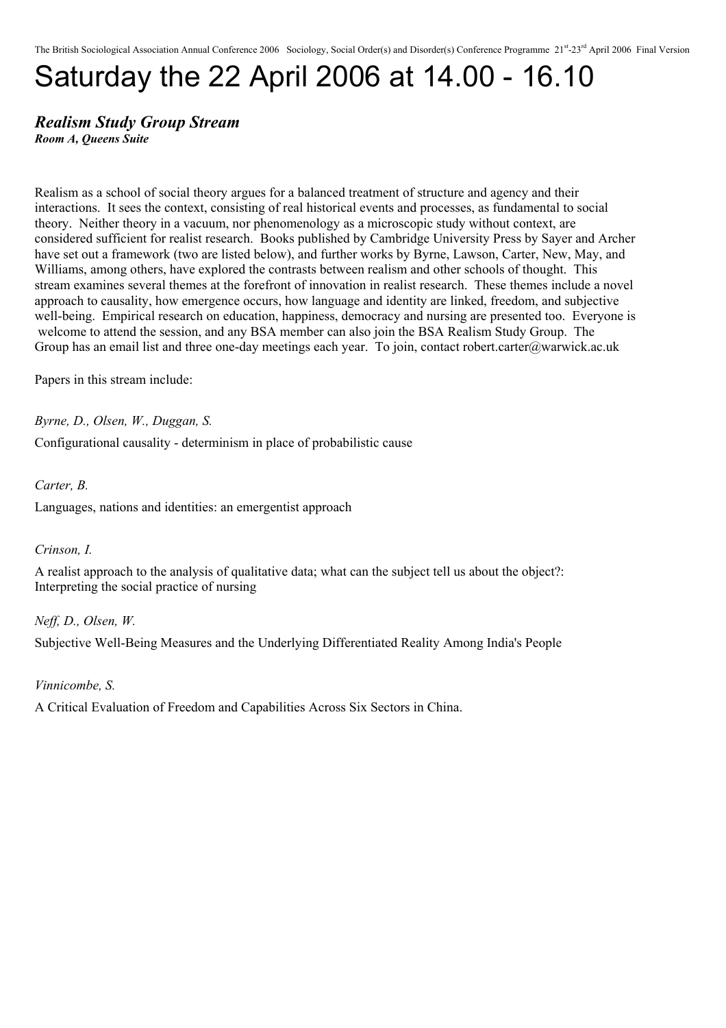# Saturday the 22 April 2006 at 14.00 - 16.10

***Realism Study Group Stream***
***Room A, Queens Suite***

Realism as a school of social theory argues for a balanced treatment of structure and agency and their interactions. It sees the context, consisting of real historical events and processes, as fundamental to social theory. Neither theory in a vacuum, nor phenomenology as a microscopic study without context, are considered sufficient for realist research. Books published by Cambridge University Press by Sayer and Archer have set out a framework (two are listed below), and further works by Byrne, Lawson, Carter, New, May, and Williams, among others, have explored the contrasts between realism and other schools of thought. This stream examines several themes at the forefront of innovation in realist research. These themes include a novel approach to causality, how emergence occurs, how language and identity are linked, freedom, and subjective well-being. Empirical research on education, happiness, democracy and nursing are presented too. Everyone is welcome to attend the session, and any BSA member can also join the BSA Realism Study Group. The Group has an email list and three one-day meetings each year. To join, contact robert.carter@warwick.ac.uk

Papers in this stream include:

*Byrne, D., Olsen, W., Duggan, S.*

Configurational causality - determinism in place of probabilistic cause

*Carter, B.*

Languages, nations and identities: an emergentist approach

*Crinson, I.*

A realist approach to the analysis of qualitative data; what can the subject tell us about the object?: Interpreting the social practice of nursing

*Neff, D., Olsen, W.*

Subjective Well-Being Measures and the Underlying Differentiated Reality Among India's People

*Vinnicombe, S.*

A Critical Evaluation of Freedom and Capabilities Across Six Sectors in China.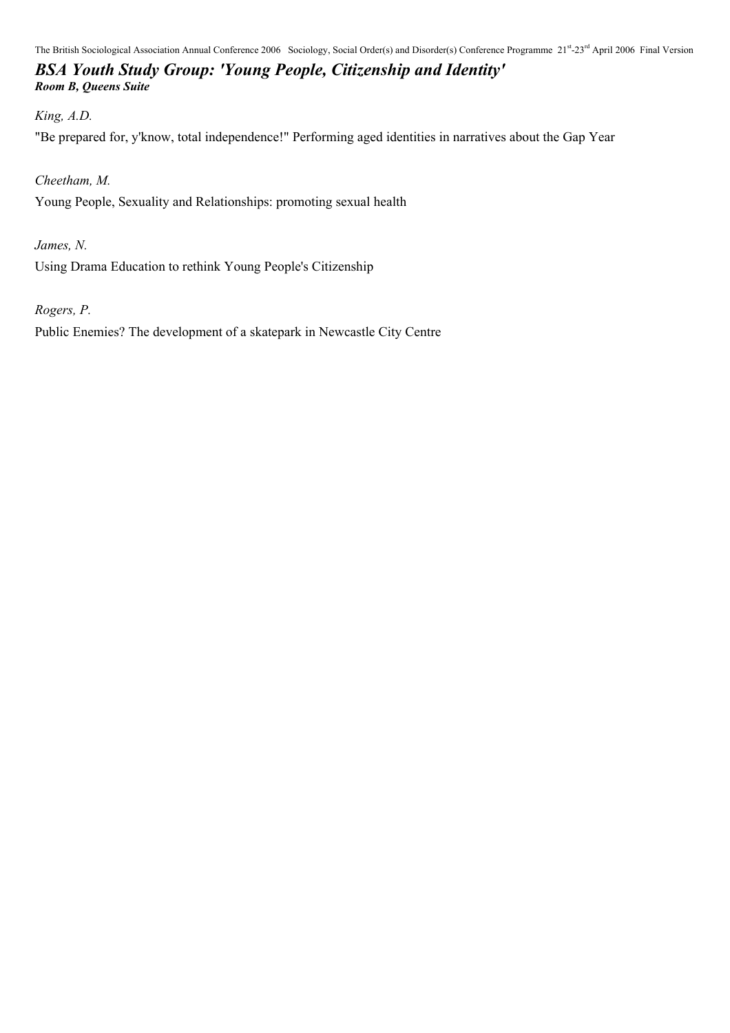## *BSA Youth Study Group: 'Young People, Citizenship and Identity'*
***Room B, Queens Suite***

*King, A.D.*

"Be prepared for, y'know, total independence!" Performing aged identities in narratives about the Gap Year

*Cheetham, M.*

Young People, Sexuality and Relationships: promoting sexual health

*James, N.*

Using Drama Education to rethink Young People's Citizenship

*Rogers, P.*

Public Enemies? The development of a skatepark in Newcastle City Centre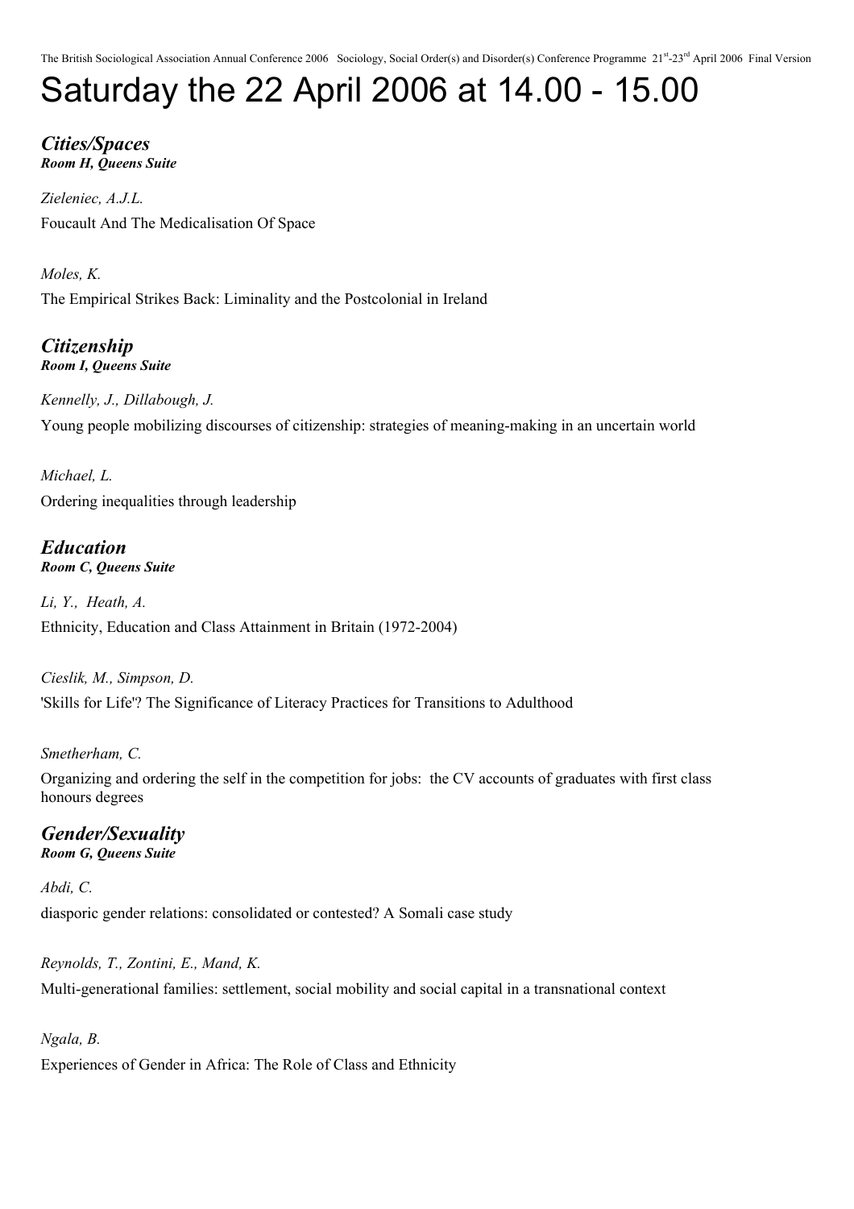# Saturday the 22 April 2006 at 14.00 - 15.00

## *Cities/Spaces*

***Room H, Queens Suite***

*Zieleniec, A.J.L.*

Foucault And The Medicalisation Of Space

*Moles, K.*

The Empirical Strikes Back: Liminality and the Postcolonial in Ireland

## *Citizenship*

***Room I, Queens Suite***

*Kennelly, J., Dillabough, J.*

Young people mobilizing discourses of citizenship: strategies of meaning-making in an uncertain world

*Michael, L.*

Ordering inequalities through leadership

## *Education*

***Room C, Queens Suite***

*Li, Y., Heath, A.*

Ethnicity, Education and Class Attainment in Britain (1972-2004)

*Cieslik, M., Simpson, D.*

'Skills for Life'? The Significance of Literacy Practices for Transitions to Adulthood

*Smetherham, C.*

Organizing and ordering the self in the competition for jobs: the CV accounts of graduates with first class honours degrees

## *Gender/Sexuality*

***Room G, Queens Suite***

*Abdi, C.*

diasporic gender relations: consolidated or contested? A Somali case study

*Reynolds, T., Zontini, E., Mand, K.*

Multi-generational families: settlement, social mobility and social capital in a transnational context

*Ngala, B.*

Experiences of Gender in Africa: The Role of Class and Ethnicity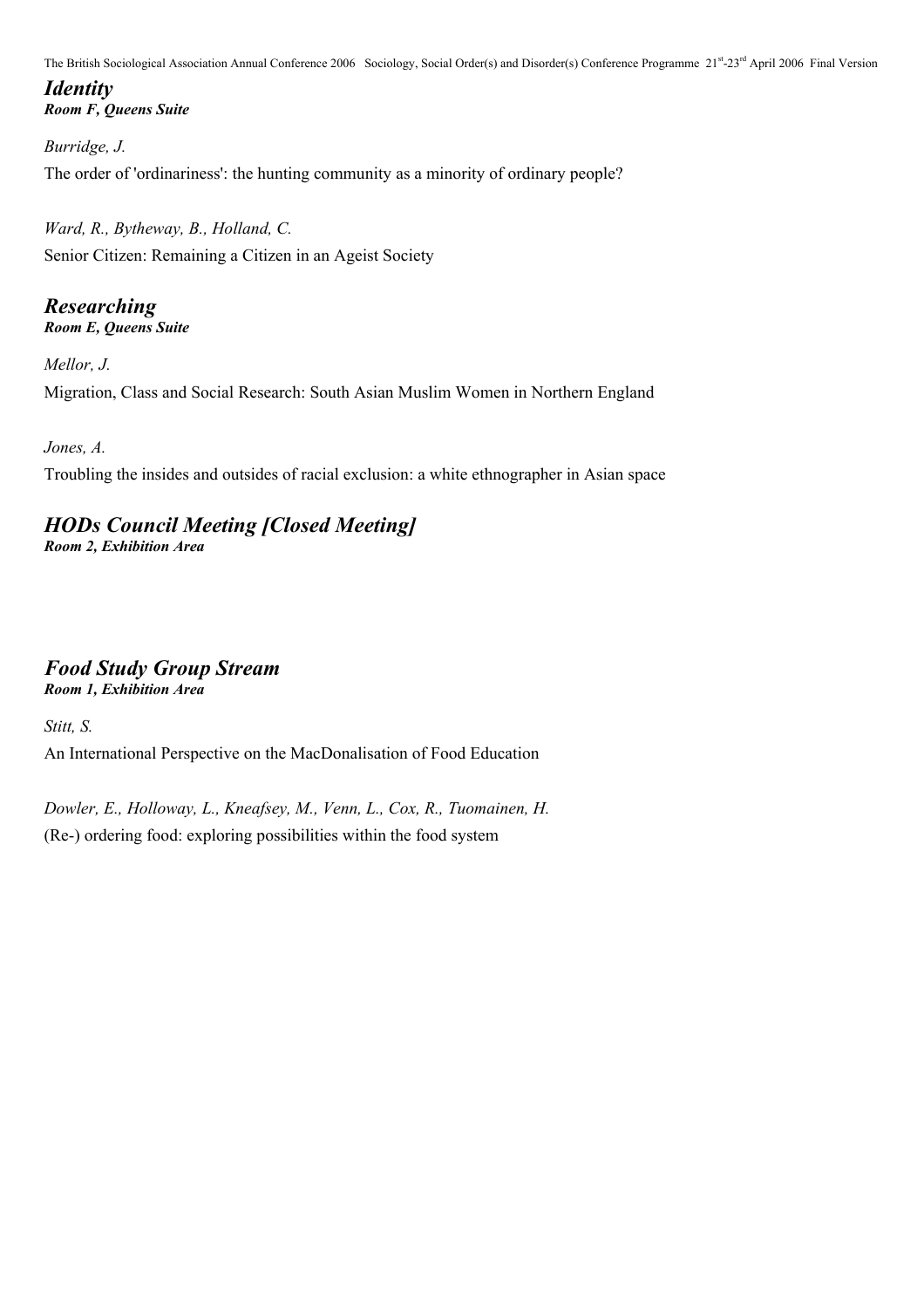## *Identity*
***Room F, Queens Suite***

*Burridge, J.*

The order of 'ordinariness': the hunting community as a minority of ordinary people?

*Ward, R., Bytheway, B., Holland, C.*

Senior Citizen: Remaining a Citizen in an Ageist Society

## *Researching*
***Room E, Queens Suite***

*Mellor, J.*

Migration, Class and Social Research: South Asian Muslim Women in Northern England

*Jones, A.*

Troubling the insides and outsides of racial exclusion: a white ethnographer in Asian space

## *HODs Council Meeting [Closed Meeting]*
***Room 2, Exhibition Area***

## *Food Study Group Stream*
***Room 1, Exhibition Area***

*Stitt, S.*

An International Perspective on the MacDonalisation of Food Education

*Dowler, E., Holloway, L., Kneafsey, M., Venn, L., Cox, R., Tuomainen, H.*

(Re-) ordering food: exploring possibilities within the food system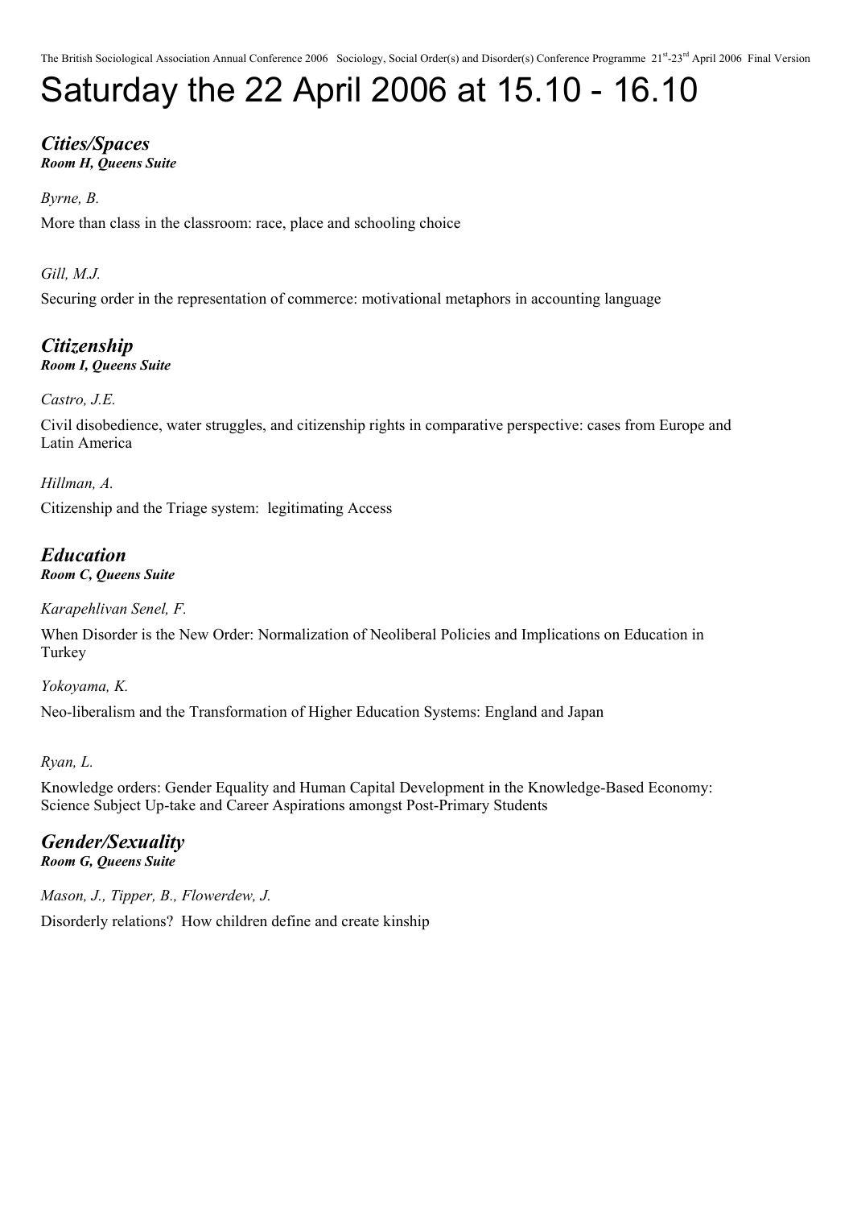# Saturday the 22 April 2006 at 15.10 - 16.10

## *Cities/Spaces*
***Room H, Queens Suite***

*Byrne, B.*

More than class in the classroom: race, place and schooling choice

*Gill, M.J.*

Securing order in the representation of commerce: motivational metaphors in accounting language

## *Citizenship*
***Room I, Queens Suite***

*Castro, J.E.*

Civil disobedience, water struggles, and citizenship rights in comparative perspective: cases from Europe and Latin America

*Hillman, A.*

Citizenship and the Triage system: legitimating Access

## *Education*
***Room C, Queens Suite***

*Karapehlivan Senel, F.*

When Disorder is the New Order: Normalization of Neoliberal Policies and Implications on Education in Turkey

*Yokoyama, K.*

Neo-liberalism and the Transformation of Higher Education Systems: England and Japan

*Ryan, L.*

Knowledge orders: Gender Equality and Human Capital Development in the Knowledge-Based Economy: Science Subject Up-take and Career Aspirations amongst Post-Primary Students

## *Gender/Sexuality*
***Room G, Queens Suite***

*Mason, J., Tipper, B., Flowerdew, J.*

Disorderly relations? How children define and create kinship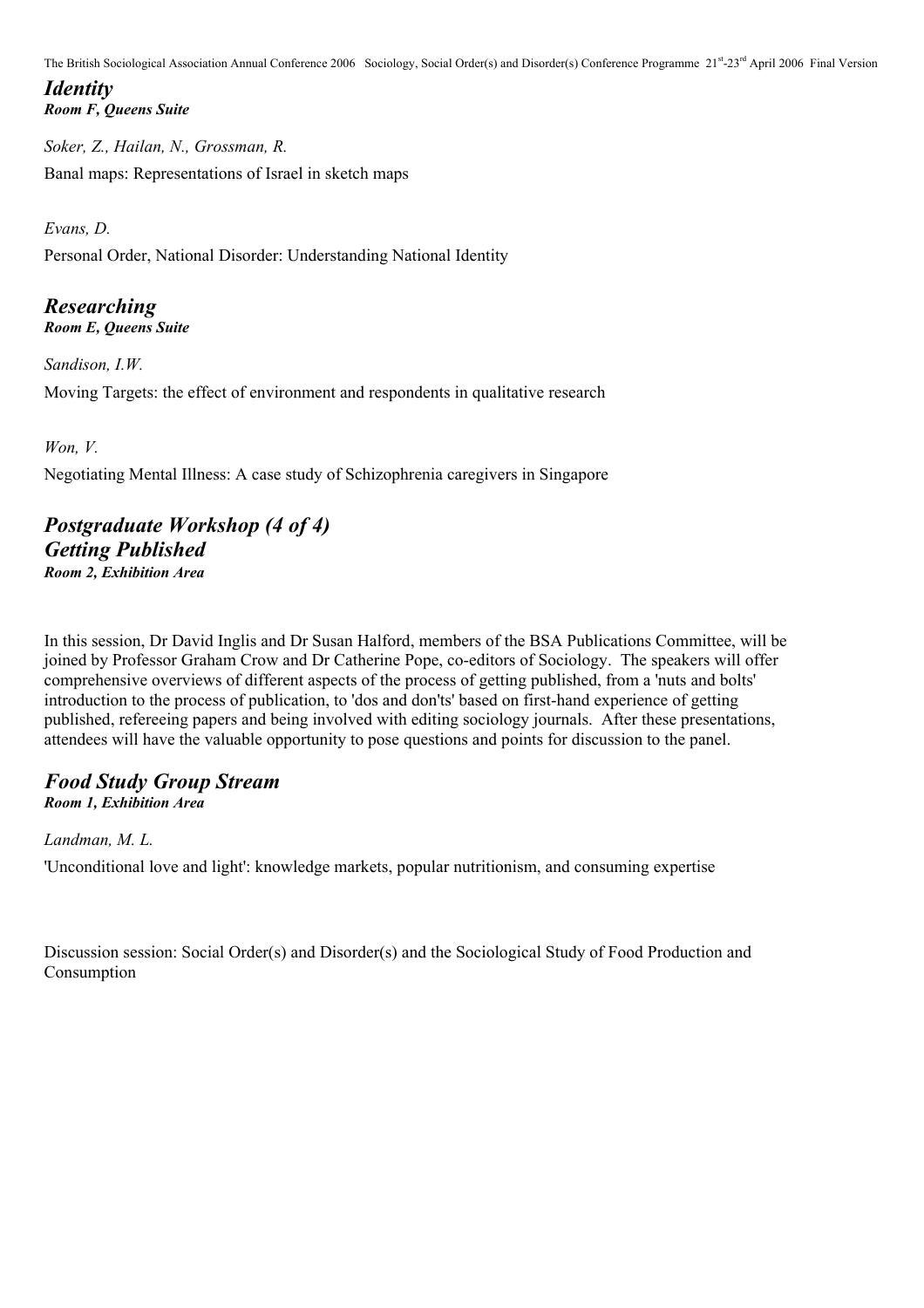## *Identity*
***Room F, Queens Suite***

*Soker, Z., Hailan, N., Grossman, R.*

Banal maps: Representations of Israel in sketch maps

*Evans, D.*

Personal Order, National Disorder: Understanding National Identity

## *Researching*
***Room E, Queens Suite***

*Sandison, I.W.*

Moving Targets: the effect of environment and respondents in qualitative research

*Won, V.*

Negotiating Mental Illness: A case study of Schizophrenia caregivers in Singapore

## *Postgraduate Workshop (4 of 4)*
## *Getting Published*
***Room 2, Exhibition Area***

In this session, Dr David Inglis and Dr Susan Halford, members of the BSA Publications Committee, will be joined by Professor Graham Crow and Dr Catherine Pope, co-editors of Sociology. The speakers will offer comprehensive overviews of different aspects of the process of getting published, from a 'nuts and bolts' introduction to the process of publication, to 'dos and don'ts' based on first-hand experience of getting published, refereeing papers and being involved with editing sociology journals. After these presentations, attendees will have the valuable opportunity to pose questions and points for discussion to the panel.

## *Food Study Group Stream*
***Room 1, Exhibition Area***

*Landman, M. L.*

'Unconditional love and light': knowledge markets, popular nutritionism, and consuming expertise

Discussion session: Social Order(s) and Disorder(s) and the Sociological Study of Food Production and Consumption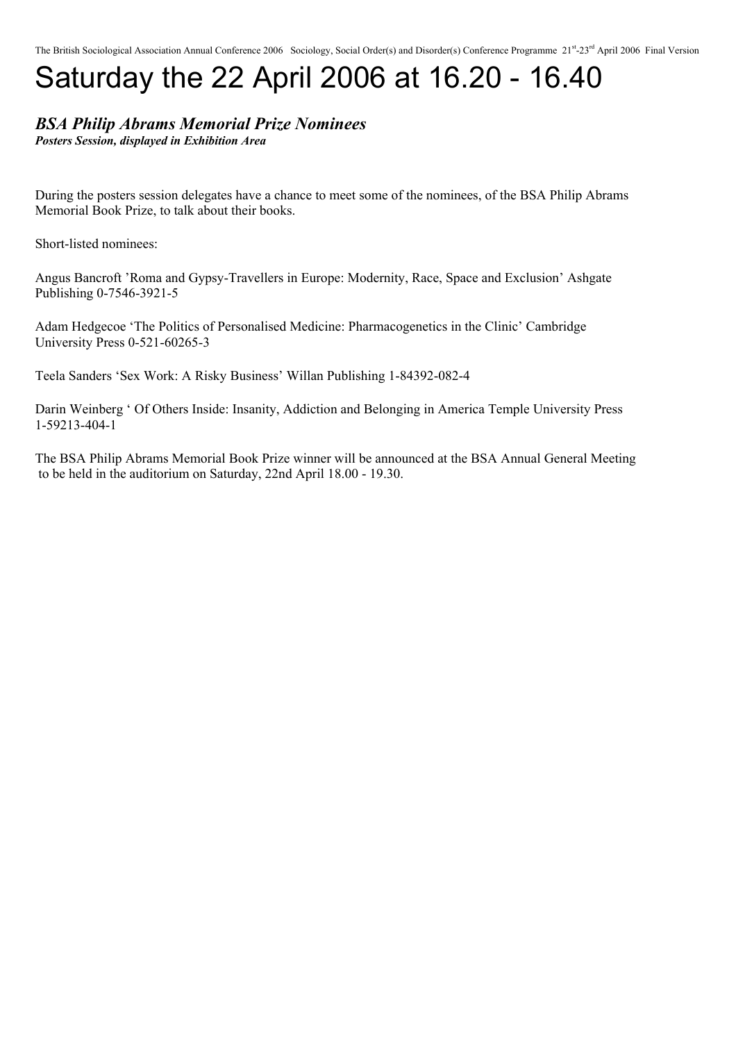# Saturday the 22 April 2006 at 16.20 - 16.40

***BSA Philip Abrams Memorial Prize Nominees***
***Posters Session, displayed in Exhibition Area***

During the posters session delegates have a chance to meet some of the nominees, of the BSA Philip Abrams Memorial Book Prize, to talk about their books.

Short-listed nominees:

Angus Bancroft 'Roma and Gypsy-Travellers in Europe: Modernity, Race, Space and Exclusion' Ashgate Publishing 0-7546-3921-5

Adam Hedgecoe 'The Politics of Personalised Medicine: Pharmacogenetics in the Clinic' Cambridge University Press 0-521-60265-3

Teela Sanders 'Sex Work: A Risky Business' Willan Publishing 1-84392-082-4

Darin Weinberg ' Of Others Inside: Insanity, Addiction and Belonging in America Temple University Press 1-59213-404-1

The BSA Philip Abrams Memorial Book Prize winner will be announced at the BSA Annual General Meeting to be held in the auditorium on Saturday, 22nd April 18.00 - 19.30.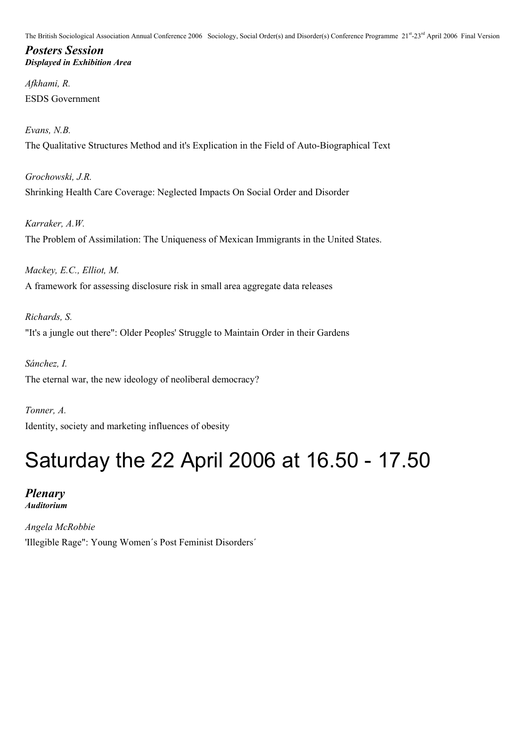## *Posters Session*
***Displayed in Exhibition Area***

*Afkhami, R.*
ESDS Government

*Evans, N.B.*
The Qualitative Structures Method and it's Explication in the Field of Auto-Biographical Text

*Grochowski, J.R.*
Shrinking Health Care Coverage: Neglected Impacts On Social Order and Disorder

*Karraker, A.W.*
The Problem of Assimilation: The Uniqueness of Mexican Immigrants in the United States.

*Mackey, E.C., Elliot, M.*
A framework for assessing disclosure risk in small area aggregate data releases

*Richards, S.*
"It's a jungle out there": Older Peoples' Struggle to Maintain Order in their Gardens

*Sánchez, I.*
The eternal war, the new ideology of neoliberal democracy?

*Tonner, A.*
Identity, society and marketing influences of obesity

# Saturday the 22 April 2006 at 16.50 - 17.50

## *Plenary*
***Auditorium***

*Angela McRobbie*
'Illegible Rage": Young Women´s Post Feminist Disorders´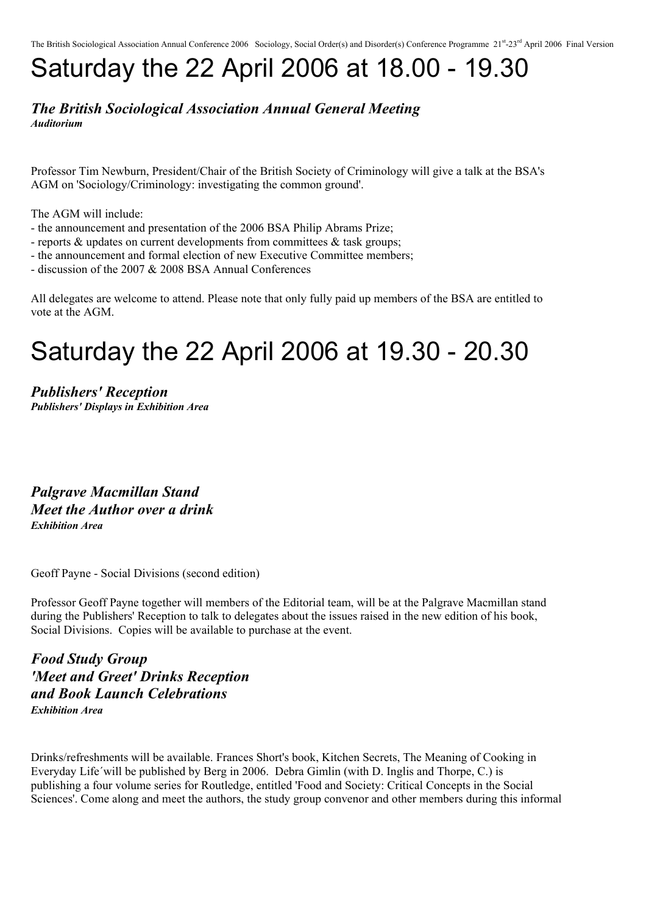# Saturday the 22 April 2006 at 18.00 - 19.30

***The British Sociological Association Annual General Meeting***
***Auditorium***

Professor Tim Newburn, President/Chair of the British Society of Criminology will give a talk at the BSA's AGM on 'Sociology/Criminology: investigating the common ground'.

The AGM will include:
- the announcement and presentation of the 2006 BSA Philip Abrams Prize;
- reports & updates on current developments from committees & task groups;
- the announcement and formal election of new Executive Committee members;
- discussion of the 2007 & 2008 BSA Annual Conferences

All delegates are welcome to attend. Please note that only fully paid up members of the BSA are entitled to vote at the AGM.

# Saturday the 22 April 2006 at 19.30 - 20.30

***Publishers' Reception***
***Publishers' Displays in Exhibition Area***

***Palgrave Macmillan Stand***
***Meet the Author over a drink***
***Exhibition Area***

Geoff Payne - Social Divisions (second edition)

Professor Geoff Payne together will members of the Editorial team, will be at the Palgrave Macmillan stand during the Publishers' Reception to talk to delegates about the issues raised in the new edition of his book, Social Divisions. Copies will be available to purchase at the event.

***Food Study Group***
***'Meet and Greet' Drinks Reception***
***and Book Launch Celebrations***
***Exhibition Area***

Drinks/refreshments will be available. Frances Short's book, Kitchen Secrets, The Meaning of Cooking in Everyday Life´will be published by Berg in 2006. Debra Gimlin (with D. Inglis and Thorpe, C.) is publishing a four volume series for Routledge, entitled 'Food and Society: Critical Concepts in the Social Sciences'. Come along and meet the authors, the study group convenor and other members during this informal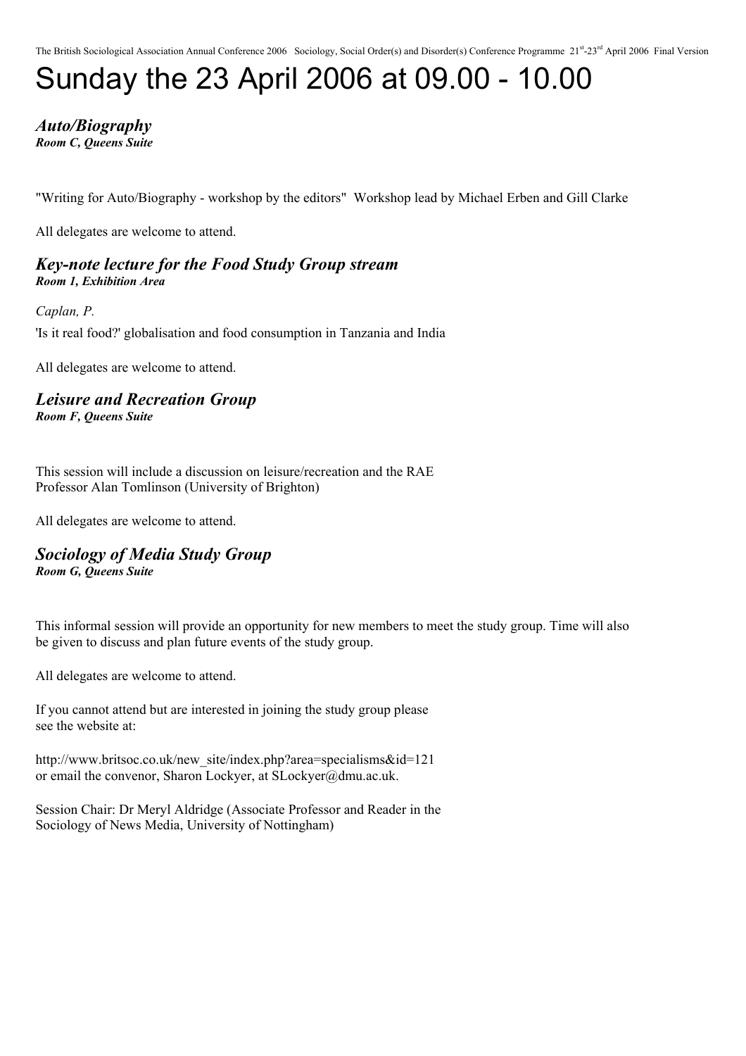# Sunday the 23 April 2006 at 09.00 - 10.00

### *Auto/Biography*
***Room C, Queens Suite***

"Writing for Auto/Biography - workshop by the editors"  Workshop lead by Michael Erben and Gill Clarke

All delegates are welcome to attend.

### *Key-note lecture for the Food Study Group stream*
***Room 1, Exhibition Area***

*Caplan, P.*

'Is it real food?' globalisation and food consumption in Tanzania and India

All delegates are welcome to attend.

### *Leisure and Recreation Group*
***Room F, Queens Suite***

This session will include a discussion on leisure/recreation and the RAE
Professor Alan Tomlinson (University of Brighton)

All delegates are welcome to attend.

### *Sociology of Media Study Group*
***Room G, Queens Suite***

This informal session will provide an opportunity for new members to meet the study group. Time will also be given to discuss and plan future events of the study group.

All delegates are welcome to attend.

If you cannot attend but are interested in joining the study group please see the website at:

http://www.britsoc.co.uk/new_site/index.php?area=specialisms&id=121
or email the convenor, Sharon Lockyer, at SLockyer@dmu.ac.uk.

Session Chair: Dr Meryl Aldridge (Associate Professor and Reader in the Sociology of News Media, University of Nottingham)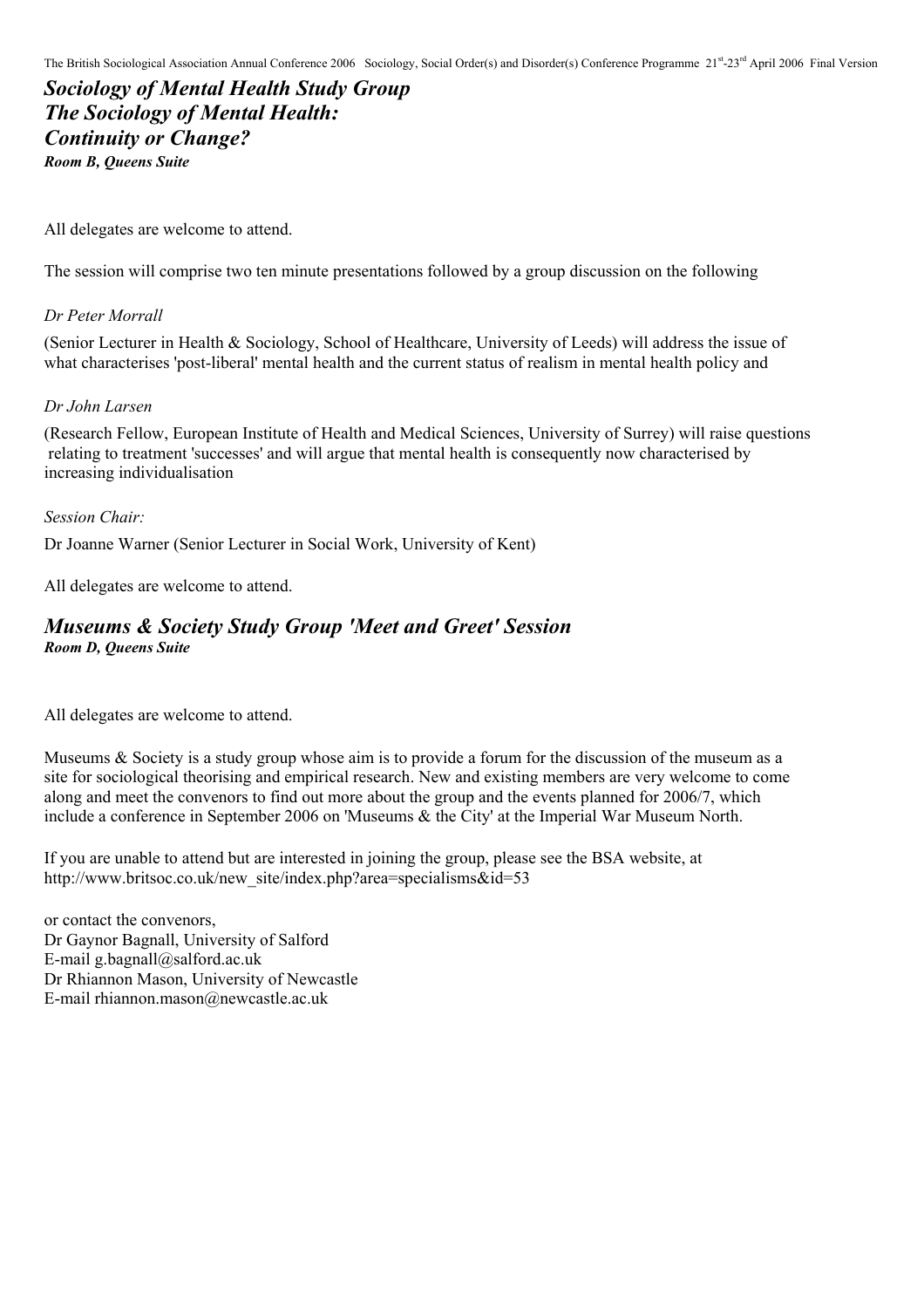## *Sociology of Mental Health Study Group*
## *The Sociology of Mental Health:*
## *Continuity or Change?*

***Room B, Queens Suite***

All delegates are welcome to attend.

The session will comprise two ten minute presentations followed by a group discussion on the following

*Dr Peter Morrall*

(Senior Lecturer in Health & Sociology, School of Healthcare, University of Leeds) will address the issue of what characterises 'post-liberal' mental health and the current status of realism in mental health policy and

*Dr John Larsen*

(Research Fellow, European Institute of Health and Medical Sciences, University of Surrey) will raise questions relating to treatment 'successes' and will argue that mental health is consequently now characterised by increasing individualisation

*Session Chair:*

Dr Joanne Warner (Senior Lecturer in Social Work, University of Kent)

All delegates are welcome to attend.

## *Museums & Society Study Group 'Meet and Greet' Session*

***Room D, Queens Suite***

All delegates are welcome to attend.

Museums & Society is a study group whose aim is to provide a forum for the discussion of the museum as a site for sociological theorising and empirical research. New and existing members are very welcome to come along and meet the convenors to find out more about the group and the events planned for 2006/7, which include a conference in September 2006 on 'Museums & the City' at the Imperial War Museum North.

If you are unable to attend but are interested in joining the group, please see the BSA website, at http://www.britsoc.co.uk/new_site/index.php?area=specialisms&id=53

or contact the convenors,  
Dr Gaynor Bagnall, University of Salford  
E-mail g.bagnall@salford.ac.uk  
Dr Rhiannon Mason, University of Newcastle  
E-mail rhiannon.mason@newcastle.ac.uk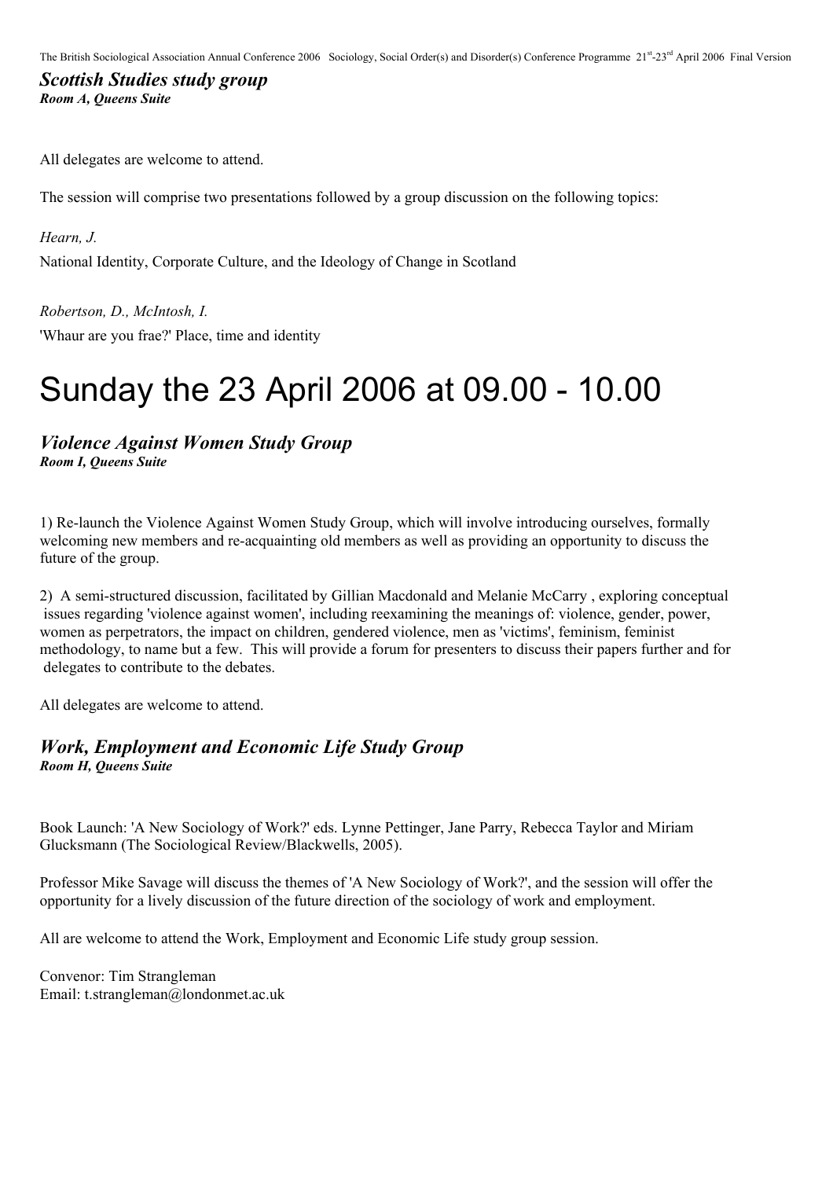### *Scottish Studies study group*
***Room A, Queens Suite***

All delegates are welcome to attend.

The session will comprise two presentations followed by a group discussion on the following topics:

*Hearn, J.*
National Identity, Corporate Culture, and the Ideology of Change in Scotland

*Robertson, D., McIntosh, I.*
'Whaur are you frae?' Place, time and identity

# Sunday the 23 April 2006 at 09.00 - 10.00

### *Violence Against Women Study Group*
***Room I, Queens Suite***

1) Re-launch the Violence Against Women Study Group, which will involve introducing ourselves, formally welcoming new members and re-acquainting old members as well as providing an opportunity to discuss the future of the group.

2) A semi-structured discussion, facilitated by Gillian Macdonald and Melanie McCarry , exploring conceptual issues regarding 'violence against women', including reexamining the meanings of: violence, gender, power, women as perpetrators, the impact on children, gendered violence, men as 'victims', feminism, feminist methodology, to name but a few. This will provide a forum for presenters to discuss their papers further and for delegates to contribute to the debates.

All delegates are welcome to attend.

### *Work, Employment and Economic Life Study Group*
***Room H, Queens Suite***

Book Launch: 'A New Sociology of Work?' eds. Lynne Pettinger, Jane Parry, Rebecca Taylor and Miriam Glucksmann (The Sociological Review/Blackwells, 2005).

Professor Mike Savage will discuss the themes of 'A New Sociology of Work?', and the session will offer the opportunity for a lively discussion of the future direction of the sociology of work and employment.

All are welcome to attend the Work, Employment and Economic Life study group session.

Convenor: Tim Strangleman
Email: t.strangleman@londonmet.ac.uk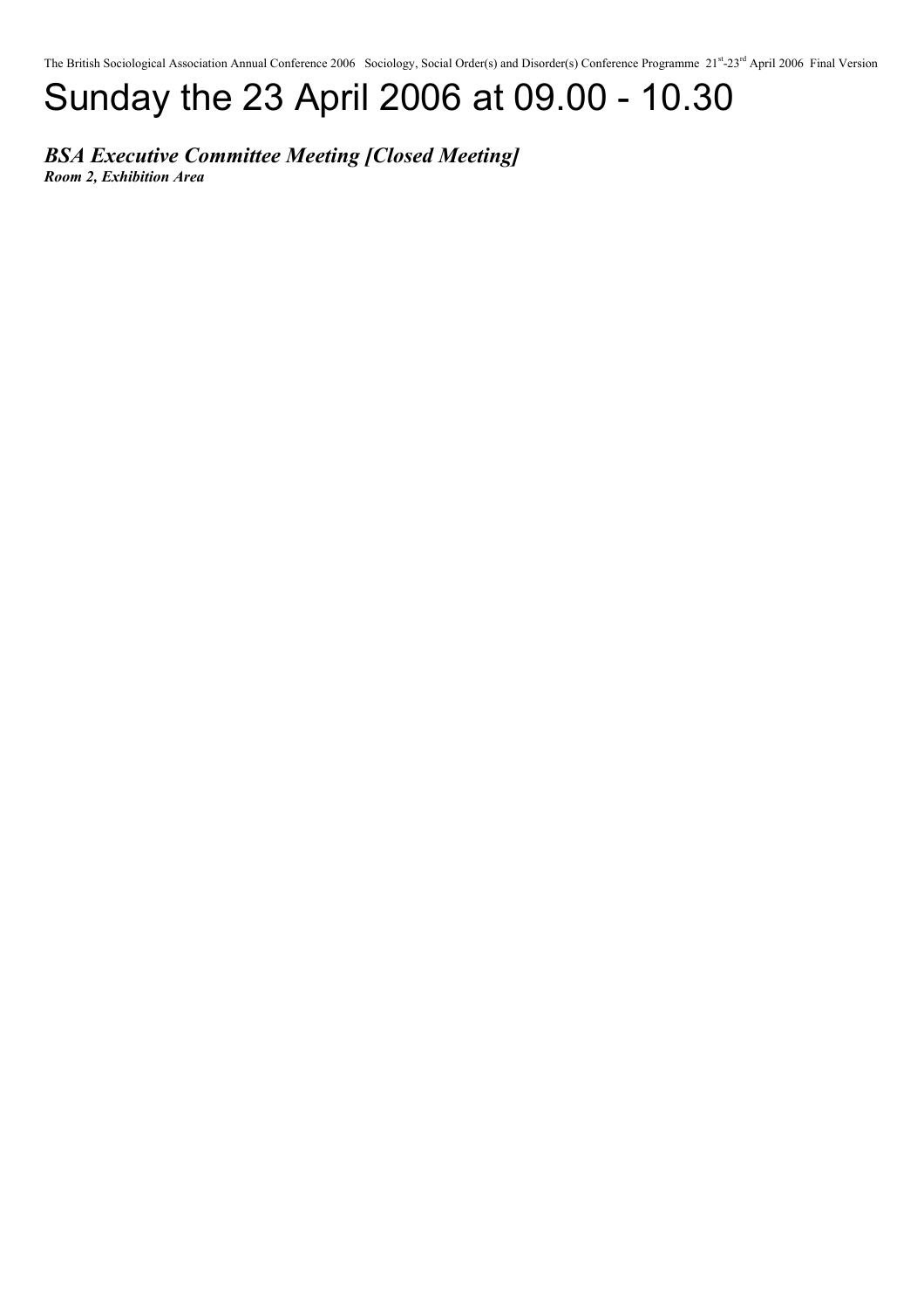# Sunday the 23 April 2006 at 09.00 - 10.30

***BSA Executive Committee Meeting [Closed Meeting]***
***Room 2, Exhibition Area***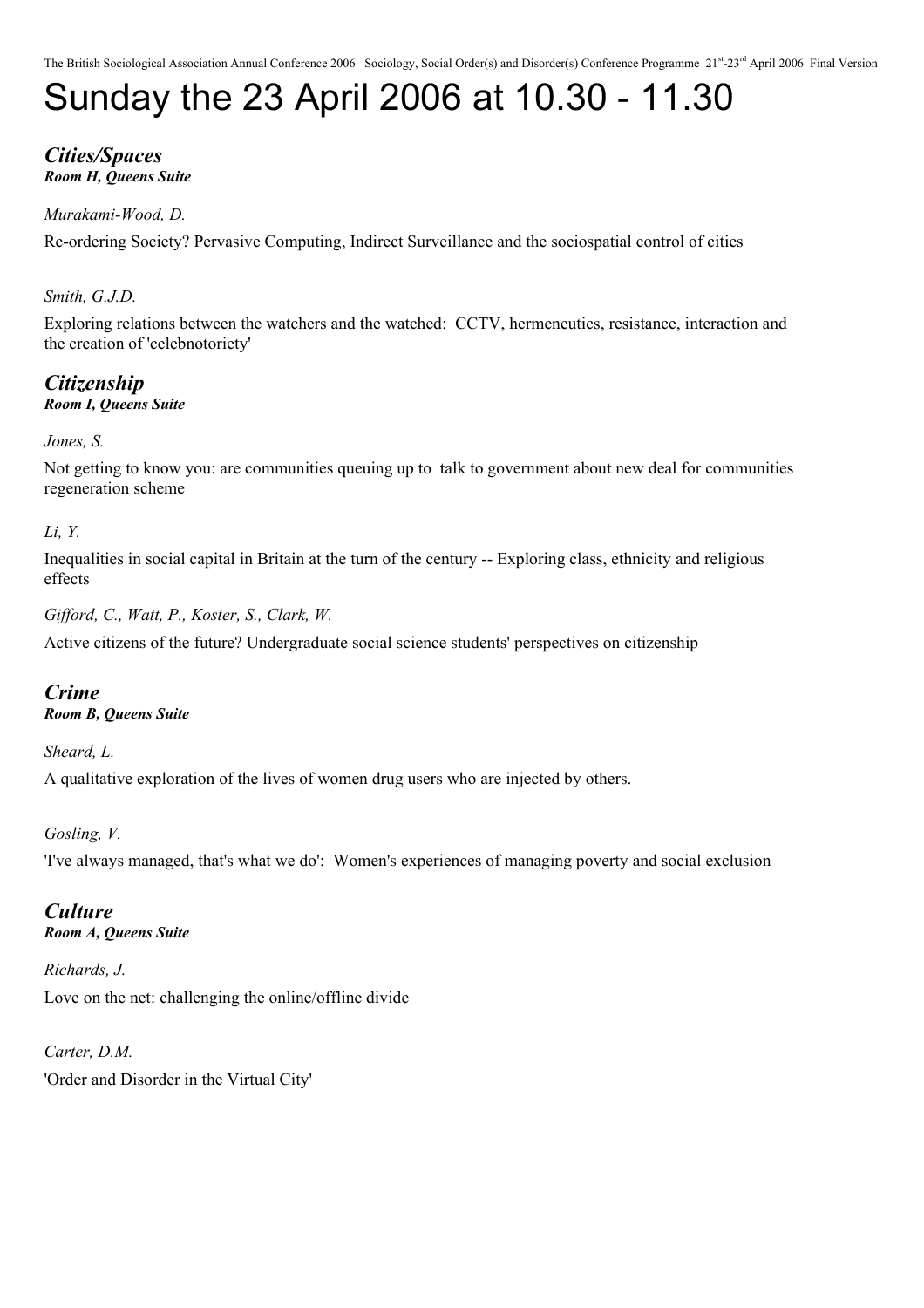# Sunday the 23 April 2006 at 10.30 - 11.30

## *Cities/Spaces*

***Room H, Queens Suite***

*Murakami-Wood, D.*

Re-ordering Society? Pervasive Computing, Indirect Surveillance and the sociospatial control of cities

*Smith, G.J.D.*

Exploring relations between the watchers and the watched: CCTV, hermeneutics, resistance, interaction and the creation of 'celebnotoriety'

## *Citizenship*

***Room I, Queens Suite***

*Jones, S.*

Not getting to know you: are communities queuing up to talk to government about new deal for communities regeneration scheme

*Li, Y.*

Inequalities in social capital in Britain at the turn of the century -- Exploring class, ethnicity and religious effects

*Gifford, C., Watt, P., Koster, S., Clark, W.*

Active citizens of the future? Undergraduate social science students' perspectives on citizenship

## *Crime*

***Room B, Queens Suite***

*Sheard, L.*

A qualitative exploration of the lives of women drug users who are injected by others.

*Gosling, V.*

'I've always managed, that's what we do': Women's experiences of managing poverty and social exclusion

## *Culture*

***Room A, Queens Suite***

*Richards, J.*

Love on the net: challenging the online/offline divide

*Carter, D.M.*

'Order and Disorder in the Virtual City'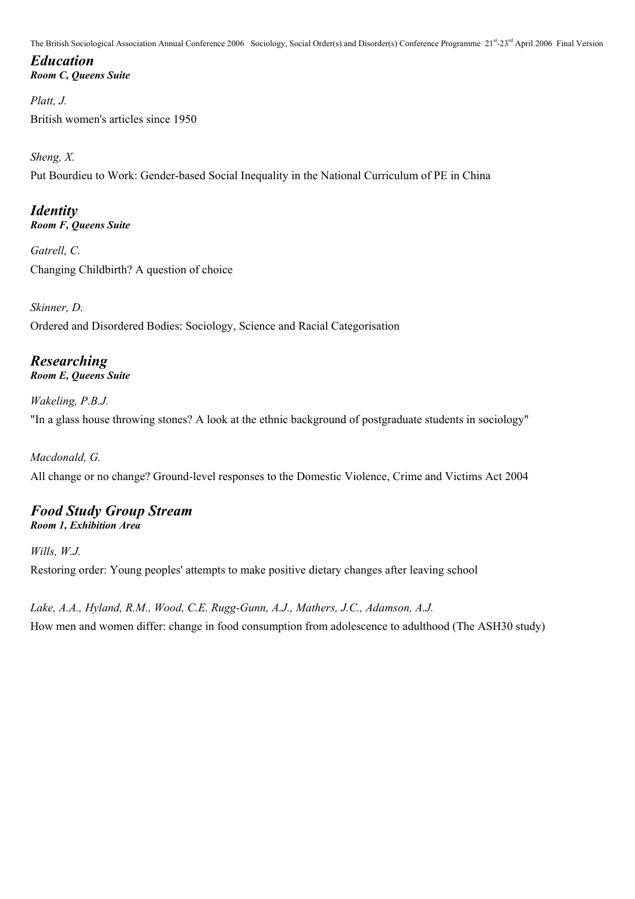## *Education*
***Room C, Queens Suite***

*Platt, J.*
British women's articles since 1950

*Sheng, X.*
Put Bourdieu to Work: Gender-based Social Inequality in the National Curriculum of PE in China

## *Identity*
***Room F, Queens Suite***

*Gatrell, C.*
Changing Childbirth? A question of choice

*Skinner, D.*
Ordered and Disordered Bodies: Sociology, Science and Racial Categorisation

## *Researching*
***Room E, Queens Suite***

*Wakeling, P.B.J.*
"In a glass house throwing stones? A look at the ethnic background of postgraduate students in sociology"

*Macdonald, G.*
All change or no change? Ground-level responses to the Domestic Violence, Crime and Victims Act 2004

## *Food Study Group Stream*
***Room 1, Exhibition Area***

*Wills, W.J.*
Restoring order: Young peoples' attempts to make positive dietary changes after leaving school

*Lake, A.A., Hyland, R.M., Wood, C.E. Rugg-Gunn, A.J., Mathers, J.C., Adamson, A.J.*
How men and women differ: change in food consumption from adolescence to adulthood (The ASH30 study)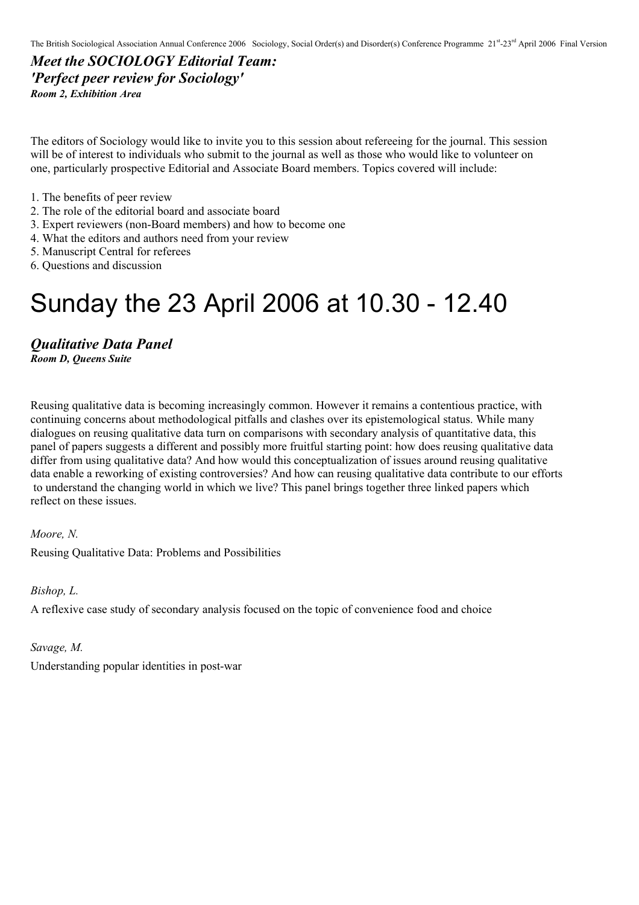### *Meet the SOCIOLOGY Editorial Team: 'Perfect peer review for Sociology'*

***Room 2, Exhibition Area***

The editors of Sociology would like to invite you to this session about refereeing for the journal. This session will be of interest to individuals who submit to the journal as well as those who would like to volunteer on one, particularly prospective Editorial and Associate Board members. Topics covered will include:

1. The benefits of peer review
2. The role of the editorial board and associate board
3. Expert reviewers (non-Board members) and how to become one
4. What the editors and authors need from your review
5. Manuscript Central for referees
6. Questions and discussion

# Sunday the 23 April 2006 at 10.30 - 12.40

### *Qualitative Data Panel*

***Room D, Queens Suite***

Reusing qualitative data is becoming increasingly common. However it remains a contentious practice, with continuing concerns about methodological pitfalls and clashes over its epistemological status. While many dialogues on reusing qualitative data turn on comparisons with secondary analysis of quantitative data, this panel of papers suggests a different and possibly more fruitful starting point: how does reusing qualitative data differ from using qualitative data? And how would this conceptualization of issues around reusing qualitative data enable a reworking of existing controversies? And how can reusing qualitative data contribute to our efforts to understand the changing world in which we live? This panel brings together three linked papers which reflect on these issues.

*Moore, N.*

Reusing Qualitative Data: Problems and Possibilities

*Bishop, L.*

A reflexive case study of secondary analysis focused on the topic of convenience food and choice

*Savage, M.*

Understanding popular identities in post-war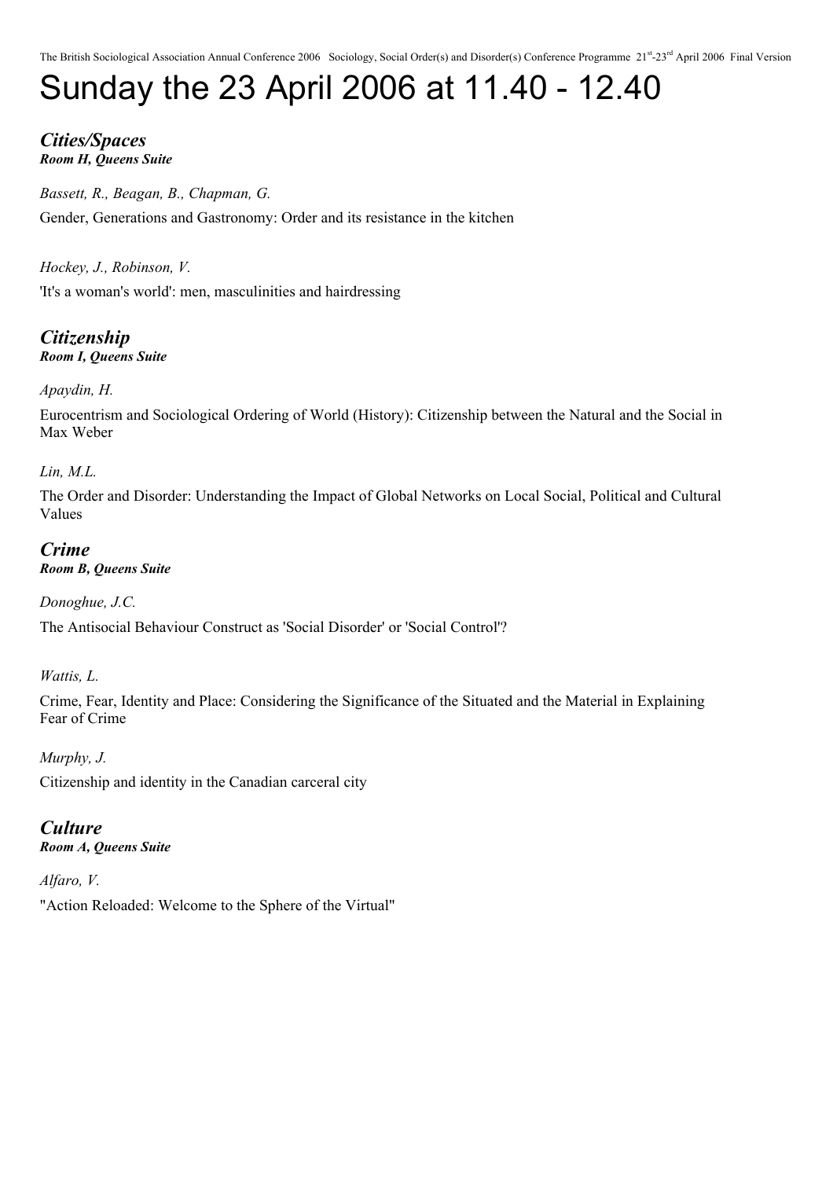# Sunday the 23 April 2006 at 11.40 - 12.40

## *Cities/Spaces*
***Room H, Queens Suite***

*Bassett, R., Beagan, B., Chapman, G.*

Gender, Generations and Gastronomy: Order and its resistance in the kitchen

*Hockey, J., Robinson, V.*

'It's a woman's world': men, masculinities and hairdressing

## *Citizenship*
***Room I, Queens Suite***

*Apaydin, H.*

Eurocentrism and Sociological Ordering of World (History): Citizenship between the Natural and the Social in Max Weber

*Lin, M.L.*

The Order and Disorder: Understanding the Impact of Global Networks on Local Social, Political and Cultural Values

## *Crime*
***Room B, Queens Suite***

*Donoghue, J.C.*

The Antisocial Behaviour Construct as 'Social Disorder' or 'Social Control'?

*Wattis, L.*

Crime, Fear, Identity and Place: Considering the Significance of the Situated and the Material in Explaining Fear of Crime

*Murphy, J.*

Citizenship and identity in the Canadian carceral city

## *Culture*
***Room A, Queens Suite***

*Alfaro, V.*

"Action Reloaded: Welcome to the Sphere of the Virtual"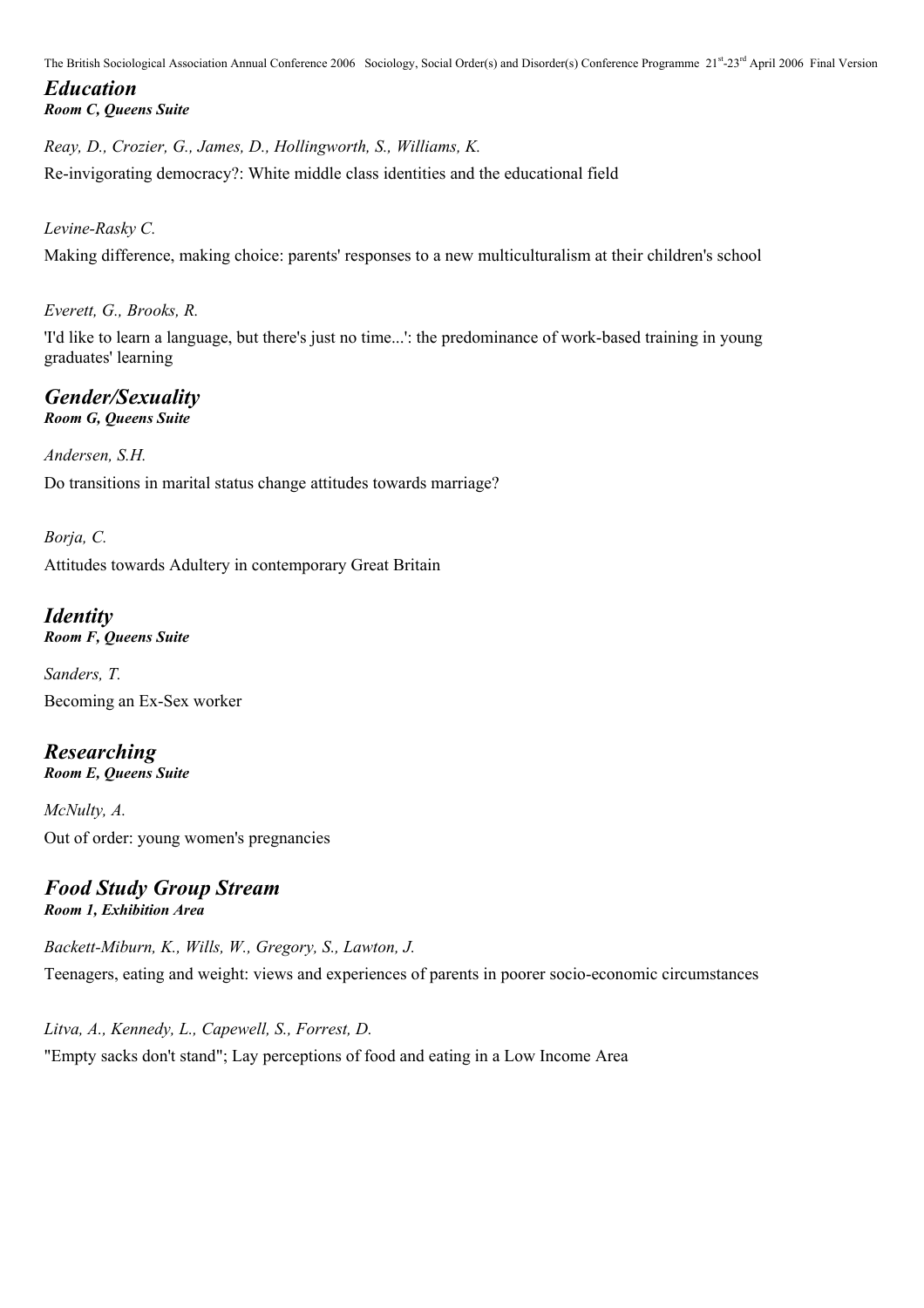## *Education*

***Room C, Queens Suite***

*Reay, D., Crozier, G., James, D., Hollingworth, S., Williams, K.*

Re-invigorating democracy?: White middle class identities and the educational field

*Levine-Rasky C.*

Making difference, making choice: parents' responses to a new multiculturalism at their children's school

*Everett, G., Brooks, R.*

'I'd like to learn a language, but there's just no time...': the predominance of work-based training in young graduates' learning

## *Gender/Sexuality*

***Room G, Queens Suite***

*Andersen, S.H.*

Do transitions in marital status change attitudes towards marriage?

*Borja, C.*

Attitudes towards Adultery in contemporary Great Britain

## *Identity*

***Room F, Queens Suite***

*Sanders, T.*

Becoming an Ex-Sex worker

## *Researching*

***Room E, Queens Suite***

*McNulty, A.*

Out of order: young women's pregnancies

## *Food Study Group Stream*

***Room 1, Exhibition Area***

*Backett-Miburn, K., Wills, W., Gregory, S., Lawton, J.*

Teenagers, eating and weight: views and experiences of parents in poorer socio-economic circumstances

*Litva, A., Kennedy, L., Capewell, S., Forrest, D.*

"Empty sacks don't stand"; Lay perceptions of food and eating in a Low Income Area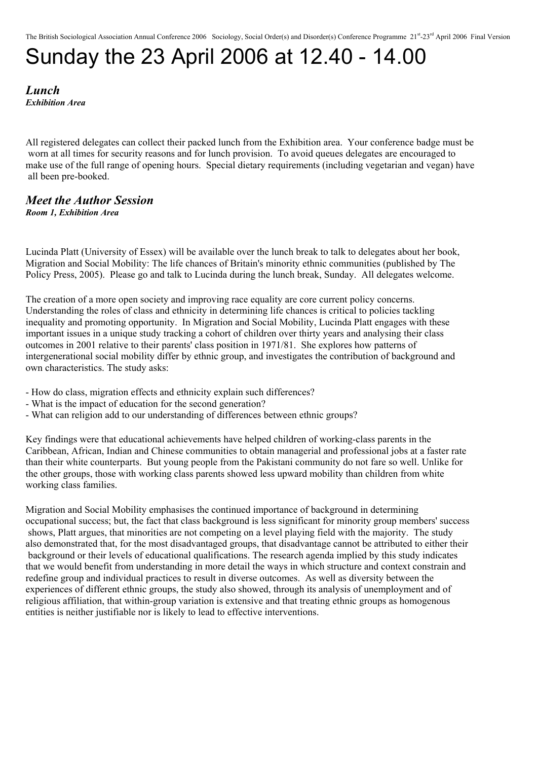# Sunday the 23 April 2006 at 12.40 - 14.00

## *Lunch*

***Exhibition Area***

All registered delegates can collect their packed lunch from the Exhibition area. Your conference badge must be worn at all times for security reasons and for lunch provision. To avoid queues delegates are encouraged to make use of the full range of opening hours. Special dietary requirements (including vegetarian and vegan) have all been pre-booked.

## *Meet the Author Session*

***Room 1, Exhibition Area***

Lucinda Platt (University of Essex) will be available over the lunch break to talk to delegates about her book, Migration and Social Mobility: The life chances of Britain's minority ethnic communities (published by The Policy Press, 2005). Please go and talk to Lucinda during the lunch break, Sunday. All delegates welcome.

The creation of a more open society and improving race equality are core current policy concerns. Understanding the roles of class and ethnicity in determining life chances is critical to policies tackling inequality and promoting opportunity. In Migration and Social Mobility, Lucinda Platt engages with these important issues in a unique study tracking a cohort of children over thirty years and analysing their class outcomes in 2001 relative to their parents' class position in 1971/81. She explores how patterns of intergenerational social mobility differ by ethnic group, and investigates the contribution of background and own characteristics. The study asks:

- How do class, migration effects and ethnicity explain such differences?
- What is the impact of education for the second generation?
- What can religion add to our understanding of differences between ethnic groups?

Key findings were that educational achievements have helped children of working-class parents in the Caribbean, African, Indian and Chinese communities to obtain managerial and professional jobs at a faster rate than their white counterparts. But young people from the Pakistani community do not fare so well. Unlike for the other groups, those with working class parents showed less upward mobility than children from white working class families.

Migration and Social Mobility emphasises the continued importance of background in determining occupational success; but, the fact that class background is less significant for minority group members' success shows, Platt argues, that minorities are not competing on a level playing field with the majority. The study also demonstrated that, for the most disadvantaged groups, that disadvantage cannot be attributed to either their background or their levels of educational qualifications. The research agenda implied by this study indicates that we would benefit from understanding in more detail the ways in which structure and context constrain and redefine group and individual practices to result in diverse outcomes. As well as diversity between the experiences of different ethnic groups, the study also showed, through its analysis of unemployment and of religious affiliation, that within-group variation is extensive and that treating ethnic groups as homogenous entities is neither justifiable nor is likely to lead to effective interventions.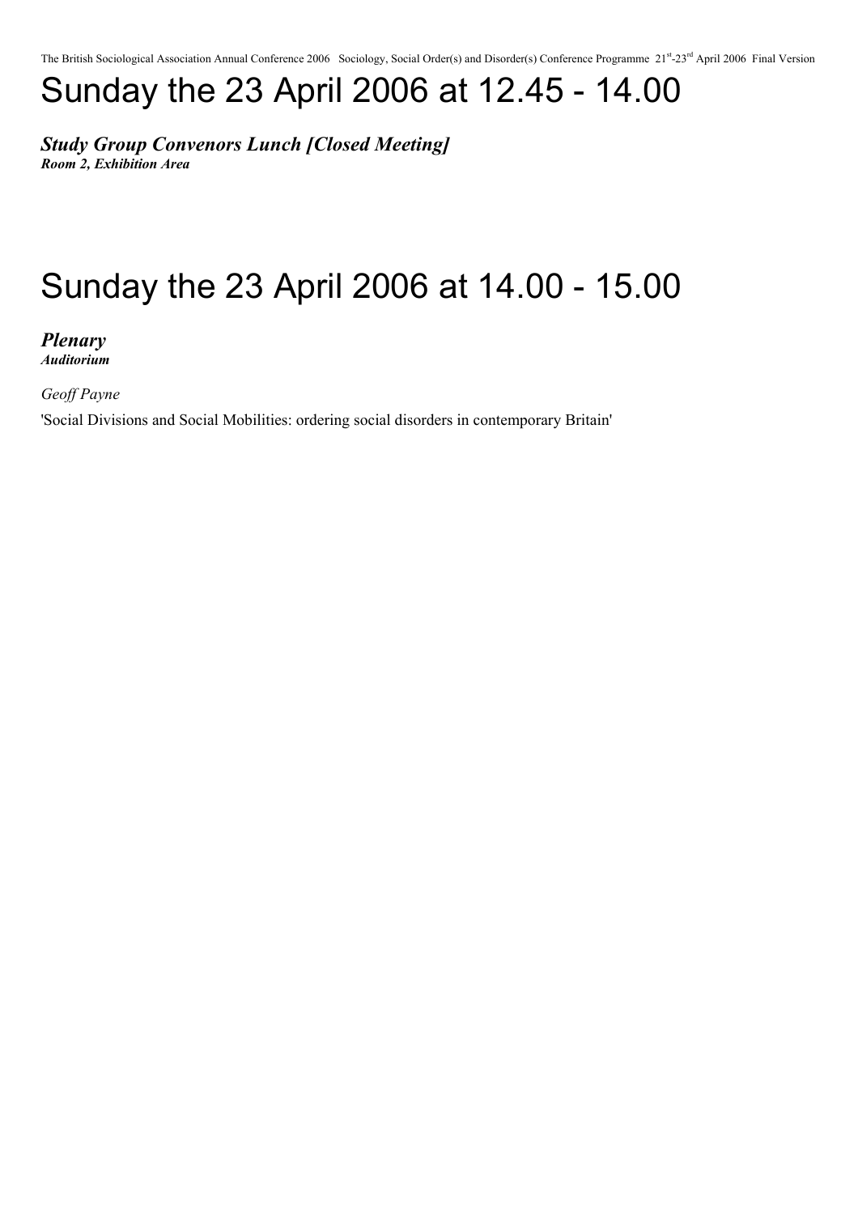# Sunday the 23 April 2006 at 12.45 - 14.00

***Study Group Convenors Lunch [Closed Meeting]***
***Room 2, Exhibition Area***

# Sunday the 23 April 2006 at 14.00 - 15.00

***Plenary***
***Auditorium***

*Geoff Payne*

'Social Divisions and Social Mobilities: ordering social disorders in contemporary Britain'